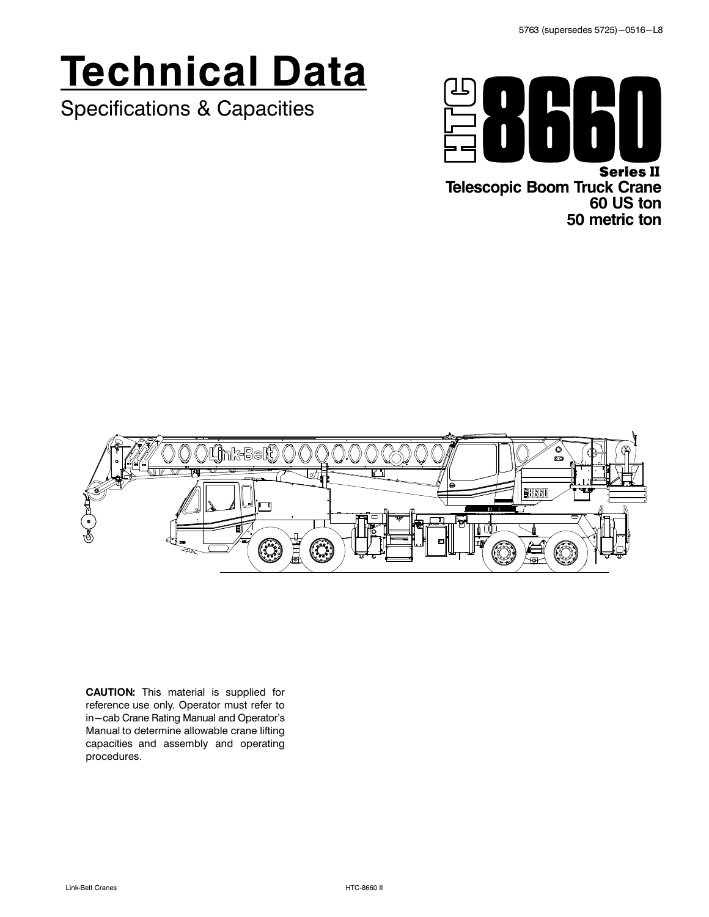5763 (supersedes 5725)—0516—L8

# Technical Data

Specifications & Capacities

# HTC 8660

**Series II**

**Telescopic Boom Truck Crane**
**60 US ton**
**50 metric ton**

**CAUTION:** This material is supplied for reference use only. Operator must refer to in—cab Crane Rating Manual and Operator's Manual to determine allowable crane lifting capacities and assembly and operating procedures.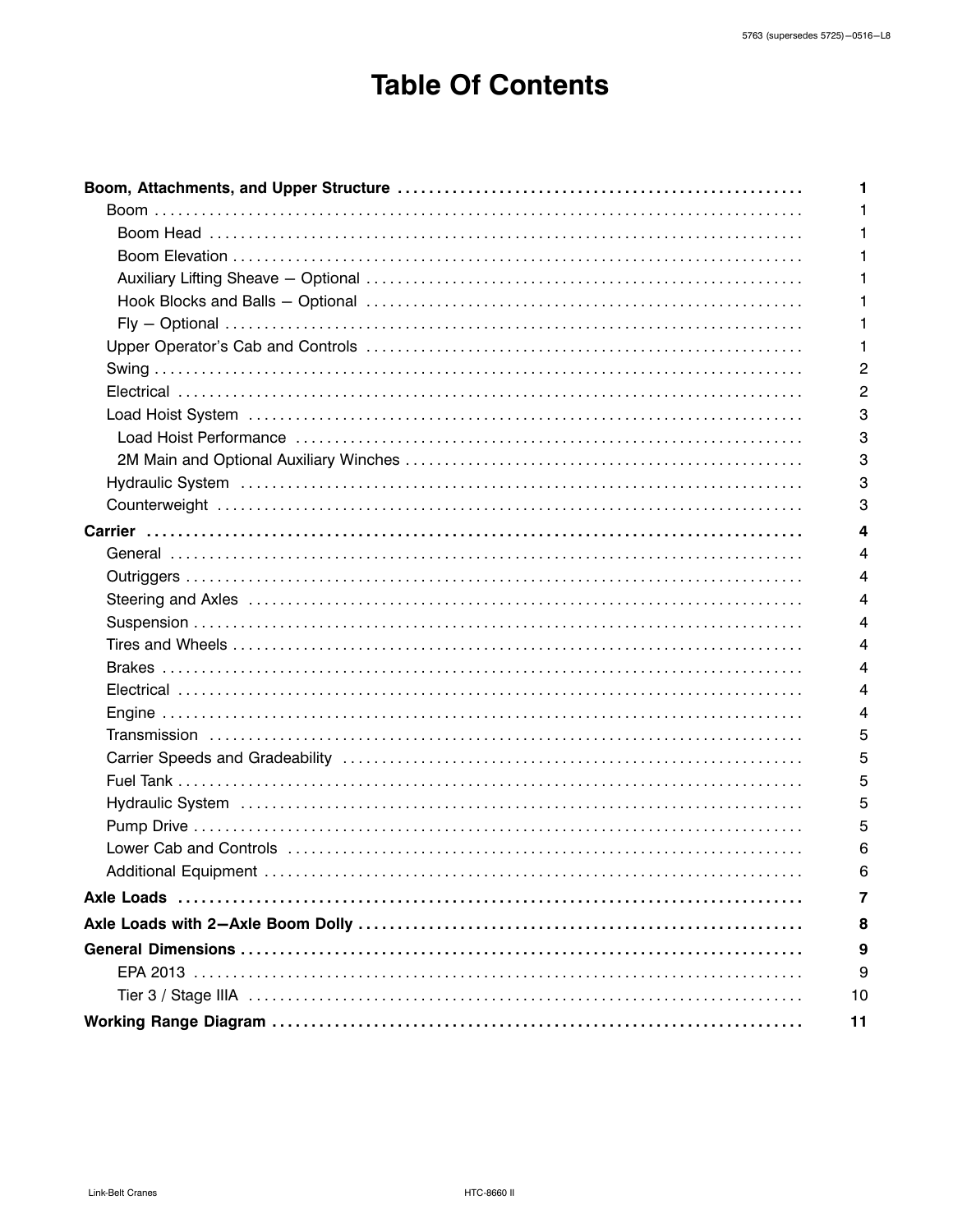# Table Of Contents

- **Boom, Attachments, and Upper Structure** ..... **1**
  - Boom ..... 1
    - Boom Head ..... 1
    - Boom Elevation ..... 1
    - Auxiliary Lifting Sheave — Optional ..... 1
    - Hook Blocks and Balls — Optional ..... 1
    - Fly — Optional ..... 1
  - Upper Operator's Cab and Controls ..... 1
  - Swing ..... 2
  - Electrical ..... 2
  - Load Hoist System ..... 3
    - Load Hoist Performance ..... 3
    - 2M Main and Optional Auxiliary Winches ..... 3
  - Hydraulic System ..... 3
  - Counterweight ..... 3
- **Carrier** ..... **4**
  - General ..... 4
  - Outriggers ..... 4
  - Steering and Axles ..... 4
  - Suspension ..... 4
  - Tires and Wheels ..... 4
  - Brakes ..... 4
  - Electrical ..... 4
  - Engine ..... 4
  - Transmission ..... 5
  - Carrier Speeds and Gradeability ..... 5
  - Fuel Tank ..... 5
  - Hydraulic System ..... 5
  - Pump Drive ..... 5
  - Lower Cab and Controls ..... 6
  - Additional Equipment ..... 6
- **Axle Loads** ..... **7**
- **Axle Loads with 2—Axle Boom Dolly** ..... **8**
- **General Dimensions** ..... **9**
  - EPA 2013 ..... 9
  - Tier 3 / Stage IIIA ..... 10
- **Working Range Diagram** ..... **11**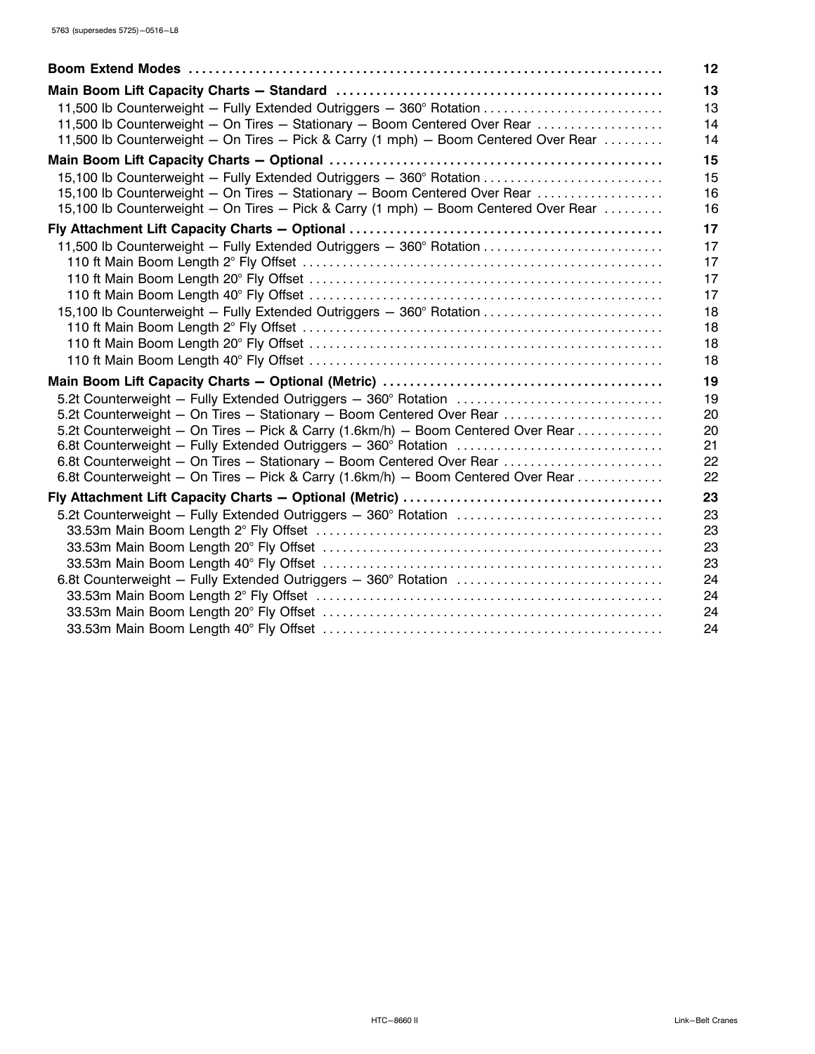| | |
|---|---|
| **Boom Extend Modes** | **12** |
| **Main Boom Lift Capacity Charts — Standard** | **13** |
| 11,500 lb Counterweight — Fully Extended Outriggers — 360° Rotation | 13 |
| 11,500 lb Counterweight — On Tires — Stationary — Boom Centered Over Rear | 14 |
| 11,500 lb Counterweight — On Tires — Pick & Carry (1 mph) — Boom Centered Over Rear | 14 |
| **Main Boom Lift Capacity Charts — Optional** | **15** |
| 15,100 lb Counterweight — Fully Extended Outriggers — 360° Rotation | 15 |
| 15,100 lb Counterweight — On Tires — Stationary — Boom Centered Over Rear | 16 |
| 15,100 lb Counterweight — On Tires — Pick & Carry (1 mph) — Boom Centered Over Rear | 16 |
| **Fly Attachment Lift Capacity Charts — Optional** | **17** |
| 11,500 lb Counterweight — Fully Extended Outriggers — 360° Rotation | 17 |
| 110 ft Main Boom Length 2° Fly Offset | 17 |
| 110 ft Main Boom Length 20° Fly Offset | 17 |
| 110 ft Main Boom Length 40° Fly Offset | 17 |
| 15,100 lb Counterweight — Fully Extended Outriggers — 360° Rotation | 18 |
| 110 ft Main Boom Length 2° Fly Offset | 18 |
| 110 ft Main Boom Length 20° Fly Offset | 18 |
| 110 ft Main Boom Length 40° Fly Offset | 18 |
| **Main Boom Lift Capacity Charts — Optional (Metric)** | **19** |
| 5.2t Counterweight — Fully Extended Outriggers — 360° Rotation | 19 |
| 5.2t Counterweight — On Tires — Stationary — Boom Centered Over Rear | 20 |
| 5.2t Counterweight — On Tires — Pick & Carry (1.6km/h) — Boom Centered Over Rear | 20 |
| 6.8t Counterweight — Fully Extended Outriggers — 360° Rotation | 21 |
| 6.8t Counterweight — On Tires — Stationary — Boom Centered Over Rear | 22 |
| 6.8t Counterweight — On Tires — Pick & Carry (1.6km/h) — Boom Centered Over Rear | 22 |
| **Fly Attachment Lift Capacity Charts — Optional (Metric)** | **23** |
| 5.2t Counterweight — Fully Extended Outriggers — 360° Rotation | 23 |
| 33.53m Main Boom Length 2° Fly Offset | 23 |
| 33.53m Main Boom Length 20° Fly Offset | 23 |
| 33.53m Main Boom Length 40° Fly Offset | 23 |
| 6.8t Counterweight — Fully Extended Outriggers — 360° Rotation | 24 |
| 33.53m Main Boom Length 2° Fly Offset | 24 |
| 33.53m Main Boom Length 20° Fly Offset | 24 |
| 33.53m Main Boom Length 40° Fly Offset | 24 |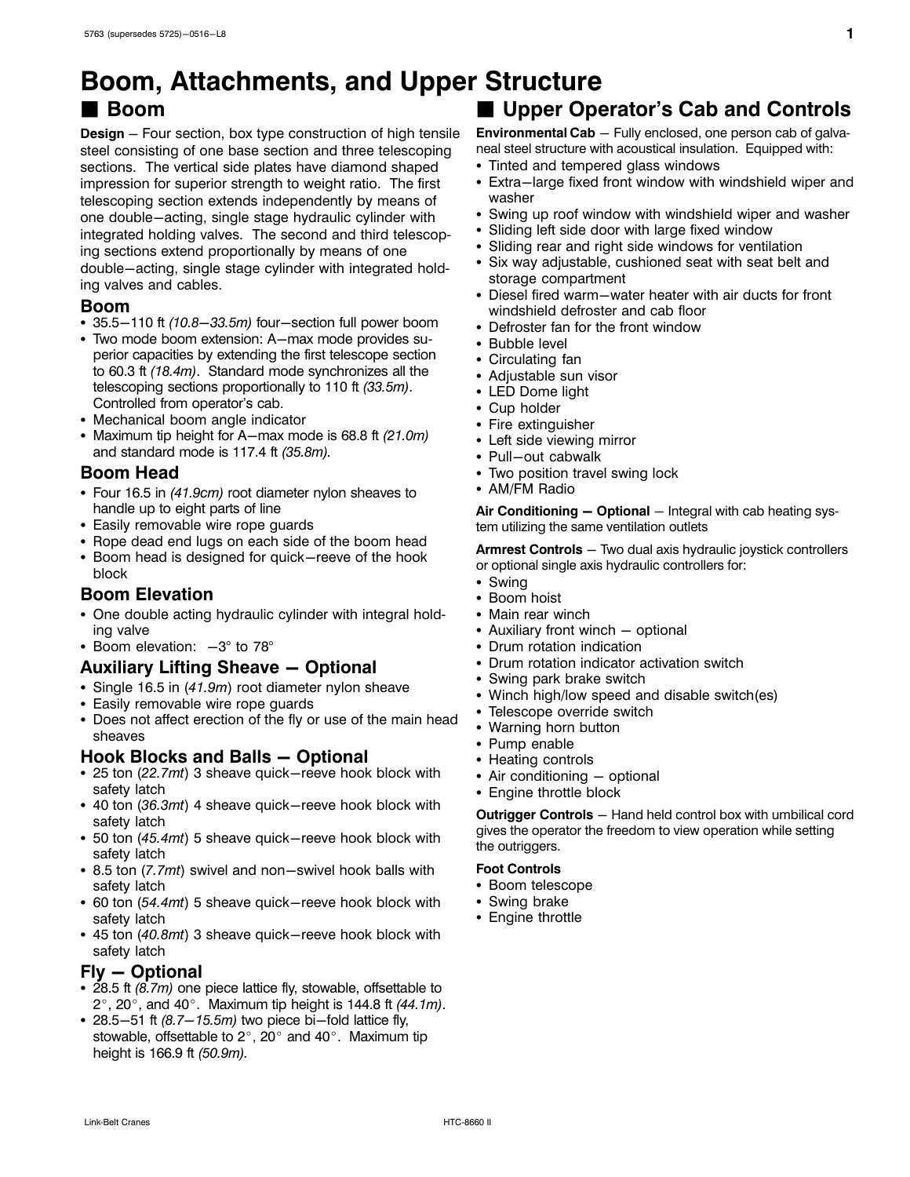# Boom, Attachments, and Upper Structure

## Boom

**Design** – Four section, box type construction of high tensile steel consisting of one base section and three telescoping sections. The vertical side plates have diamond shaped impression for superior strength to weight ratio. The first telescoping section extends independently by means of one double–acting, single stage hydraulic cylinder with integrated holding valves. The second and third telescoping sections extend proportionally by means of one double–acting, single stage cylinder with integrated holding valves and cables.

### Boom

- 35.5–110 ft *(10.8–33.5m)* four–section full power boom
- Two mode boom extension: A–max mode provides superior capacities by extending the first telescope section to 60.3 ft *(18.4m)*. Standard mode synchronizes all the telescoping sections proportionally to 110 ft *(33.5m)*. Controlled from operator's cab.
- Mechanical boom angle indicator
- Maximum tip height for A–max mode is 68.8 ft *(21.0m)* and standard mode is 117.4 ft *(35.8m)*.

### Boom Head

- Four 16.5 in *(41.9cm)* root diameter nylon sheaves to handle up to eight parts of line
- Easily removable wire rope guards
- Rope dead end lugs on each side of the boom head
- Boom head is designed for quick–reeve of the hook block

### Boom Elevation

- One double acting hydraulic cylinder with integral holding valve
- Boom elevation: –3° to 78°

### Auxiliary Lifting Sheave – Optional

- Single 16.5 in (*41.9m*) root diameter nylon sheave
- Easily removable wire rope guards
- Does not affect erection of the fly or use of the main head sheaves

### Hook Blocks and Balls – Optional

- 25 ton (*22.7mt*) 3 sheave quick–reeve hook block with safety latch
- 40 ton (*36.3mt*) 4 sheave quick–reeve hook block with safety latch
- 50 ton (*45.4mt*) 5 sheave quick–reeve hook block with safety latch
- 8.5 ton (*7.7mt*) swivel and non–swivel hook balls with safety latch
- 60 ton (*54.4mt*) 5 sheave quick–reeve hook block with safety latch
- 45 ton (*40.8mt*) 3 sheave quick–reeve hook block with safety latch

### Fly – Optional

- 28.5 ft *(8.7m)* one piece lattice fly, stowable, offsettable to 2°, 20°, and 40°. Maximum tip height is 144.8 ft *(44.1m)*.
- 28.5–51 ft *(8.7–15.5m)* two piece bi–fold lattice fly, stowable, offsettable to 2°, 20° and 40°. Maximum tip height is 166.9 ft *(50.9m).*

## Upper Operator's Cab and Controls

**Environmental Cab** – Fully enclosed, one person cab of galvaneal steel structure with acoustical insulation. Equipped with:

- Tinted and tempered glass windows
- Extra–large fixed front window with windshield wiper and washer
- Swing up roof window with windshield wiper and washer
- Sliding left side door with large fixed window
- Sliding rear and right side windows for ventilation
- Six way adjustable, cushioned seat with seat belt and storage compartment
- Diesel fired warm–water heater with air ducts for front windshield defroster and cab floor
- Defroster fan for the front window
- Bubble level
- Circulating fan
- Adjustable sun visor
- LED Dome light
- Cup holder
- Fire extinguisher
- Left side viewing mirror
- Pull–out cabwalk
- Two position travel swing lock
- AM/FM Radio

**Air Conditioning – Optional** – Integral with cab heating system utilizing the same ventilation outlets

**Armrest Controls** – Two dual axis hydraulic joystick controllers or optional single axis hydraulic controllers for:

- Swing
- Boom hoist
- Main rear winch
- Auxiliary front winch – optional
- Drum rotation indication
- Drum rotation indicator activation switch
- Swing park brake switch
- Winch high/low speed and disable switch(es)
- Telescope override switch
- Warning horn button
- Pump enable
- Heating controls
- Air conditioning – optional
- Engine throttle block

**Outrigger Controls** – Hand held control box with umbilical cord gives the operator the freedom to view operation while setting the outriggers.

**Foot Controls**

- Boom telescope
- Swing brake
- Engine throttle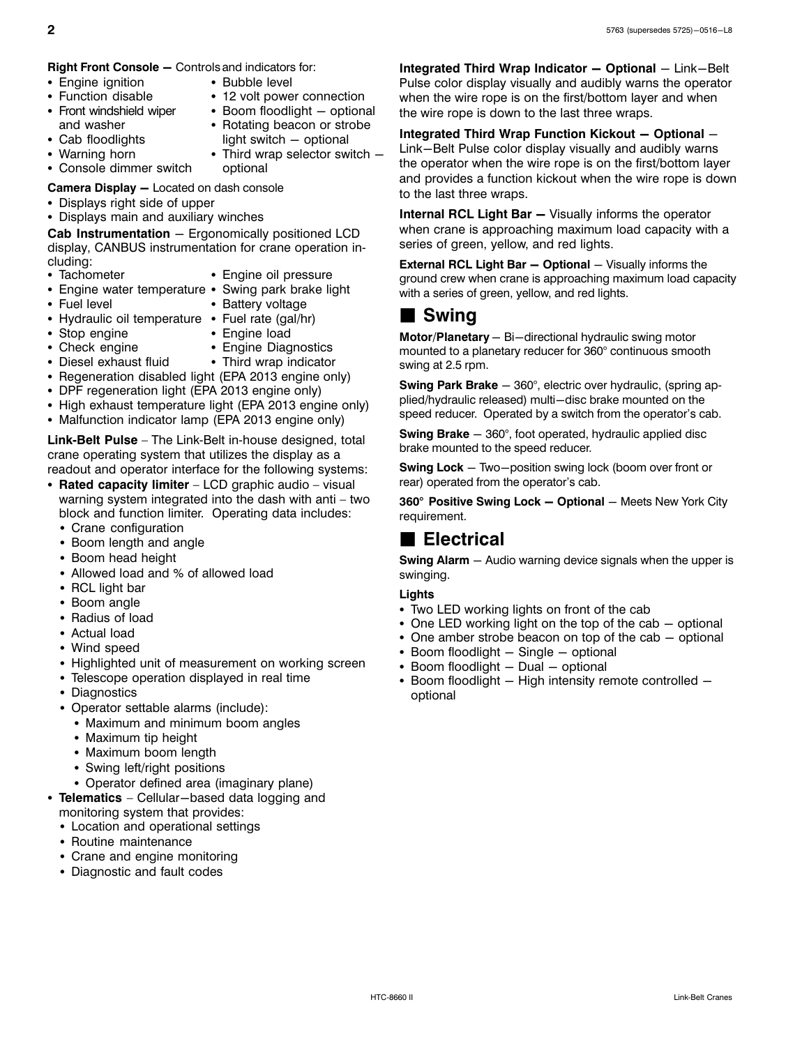**Right Front Console —** Controls and indicators for:

- Engine ignition
- Function disable
- Front windshield wiper and washer
- Cab floodlights
- Warning horn
- Console dimmer switch
- Bubble level
- 12 volt power connection
- Boom floodlight – optional
- Rotating beacon or strobe light switch – optional
- Third wrap selector switch – optional

**Camera Display —** Located on dash console

- Displays right side of upper
- Displays main and auxiliary winches

**Cab Instrumentation** – Ergonomically positioned LCD display, CANBUS instrumentation for crane operation including:

- Tachometer
- Engine water temperature
- Fuel level
- Hydraulic oil temperature
- Stop engine
- Check engine
- Diesel exhaust fluid
- Engine oil pressure
- Swing park brake light
- Battery voltage
- Fuel rate (gal/hr)
- Engine load
- Engine Diagnostics
- Third wrap indicator
- Regeneration disabled light (EPA 2013 engine only)
- DPF regeneration light (EPA 2013 engine only)
- High exhaust temperature light (EPA 2013 engine only)
- Malfunction indicator lamp (EPA 2013 engine only)

**Link-Belt Pulse** – The Link-Belt in-house designed, total crane operating system that utilizes the display as a readout and operator interface for the following systems:

- **Rated capacity limiter** – LCD graphic audio – visual warning system integrated into the dash with anti – two block and function limiter. Operating data includes:
  - Crane configuration
  - Boom length and angle
  - Boom head height
  - Allowed load and % of allowed load
  - RCL light bar
  - Boom angle
  - Radius of load
  - Actual load
  - Wind speed
  - Highlighted unit of measurement on working screen
  - Telescope operation displayed in real time
  - Diagnostics
  - Operator settable alarms (include):
    - Maximum and minimum boom angles
    - Maximum tip height
    - Maximum boom length
    - Swing left/right positions
    - Operator defined area (imaginary plane)
- **Telematics** – Cellular–based data logging and monitoring system that provides:
  - Location and operational settings
  - Routine maintenance
  - Crane and engine monitoring
  - Diagnostic and fault codes

**Integrated Third Wrap Indicator — Optional** – Link–Belt Pulse color display visually and audibly warns the operator when the wire rope is on the first/bottom layer and when the wire rope is down to the last three wraps.

**Integrated Third Wrap Function Kickout — Optional** – Link–Belt Pulse color display visually and audibly warns the operator when the wire rope is on the first/bottom layer and provides a function kickout when the wire rope is down to the last three wraps.

**Internal RCL Light Bar —** Visually informs the operator when crane is approaching maximum load capacity with a series of green, yellow, and red lights.

**External RCL Light Bar — Optional** – Visually informs the ground crew when crane is approaching maximum load capacity with a series of green, yellow, and red lights.

## Swing

**Motor/Planetary** – Bi–directional hydraulic swing motor mounted to a planetary reducer for 360° continuous smooth swing at 2.5 rpm.

**Swing Park Brake** – 360°, electric over hydraulic, (spring applied/hydraulic released) multi–disc brake mounted on the speed reducer. Operated by a switch from the operator's cab.

**Swing Brake** – 360°, foot operated, hydraulic applied disc brake mounted to the speed reducer.

**Swing Lock** – Two–position swing lock (boom over front or rear) operated from the operator's cab.

**360° Positive Swing Lock — Optional** – Meets New York City requirement.

## Electrical

**Swing Alarm** – Audio warning device signals when the upper is swinging.

**Lights**

- Two LED working lights on front of the cab
- One LED working light on the top of the cab – optional
- One amber strobe beacon on top of the cab – optional
- Boom floodlight – Single – optional
- Boom floodlight – Dual – optional
- Boom floodlight – High intensity remote controlled – optional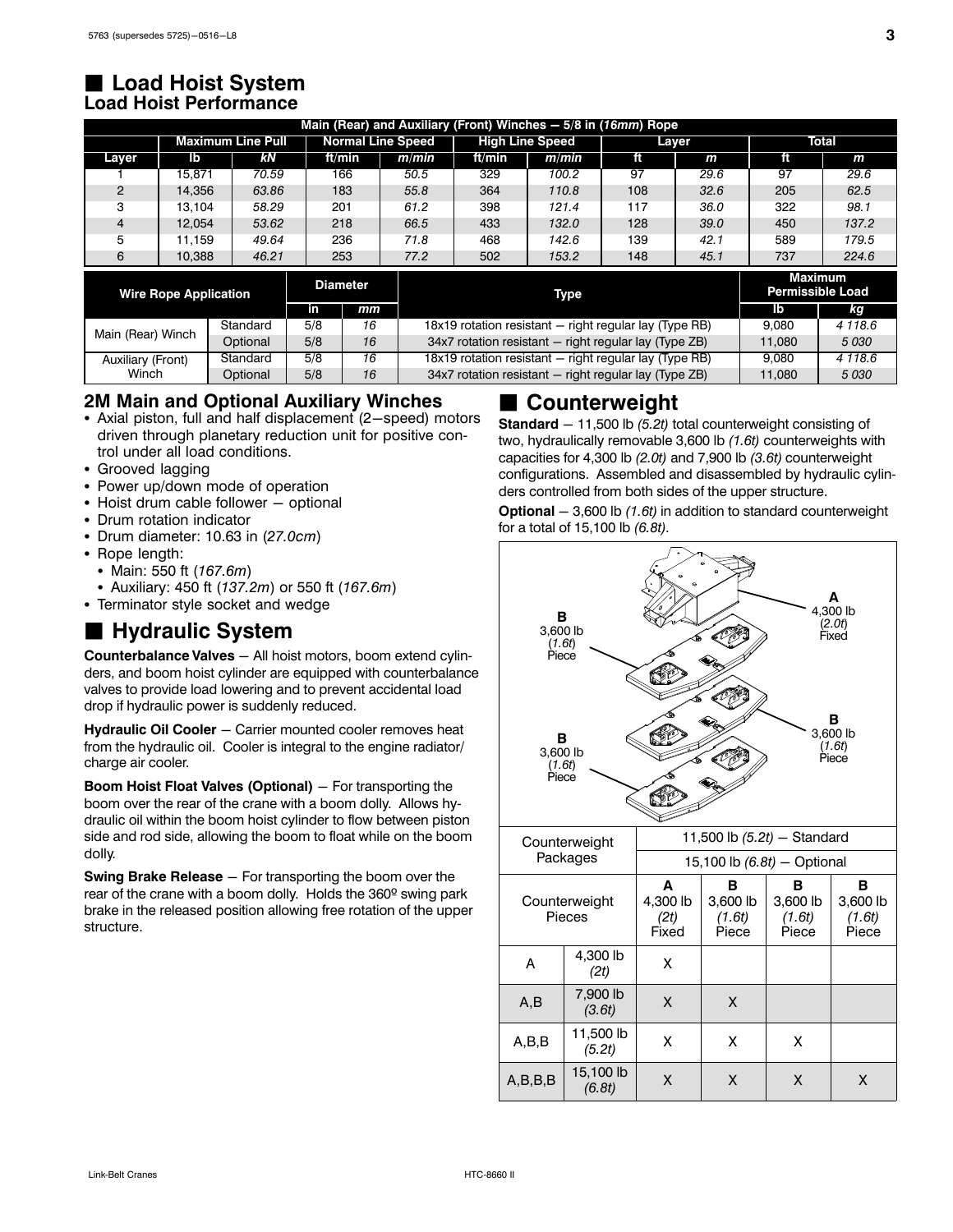## ■ Load Hoist System

### Load Hoist Performance

| Main (Rear) and Auxiliary (Front) Winches — 5/8 in (*16mm*) Rope | | | | | | | | | |
|---|---|---|---|---|---|---|---|---|---|
| | Maximum Line Pull | | Normal Line Speed | | High Line Speed | | Layer | | Total | |
| Layer | lb | *kN* | ft/min | *m/min* | ft/min | *m/min* | ft | *m* | ft | *m* |
| 1 | 15,871 | *70.59* | 166 | *50.5* | 329 | *100.2* | 97 | *29.6* | 97 | *29.6* |
| 2 | 14,356 | *63.86* | 183 | *55.8* | 364 | *110.8* | 108 | *32.6* | 205 | *62.5* |
| 3 | 13,104 | *58.29* | 201 | *61.2* | 398 | *121.4* | 117 | *36.0* | 322 | *98.1* |
| 4 | 12,054 | *53.62* | 218 | *66.5* | 433 | *132.0* | 128 | *39.0* | 450 | *137.2* |
| 5 | 11,159 | *49.64* | 236 | *71.8* | 468 | *142.6* | 139 | *42.1* | 589 | *179.5* |
| 6 | 10,388 | *46.21* | 253 | *77.2* | 502 | *153.2* | 148 | *45.1* | 737 | *224.6* |

| Wire Rope Application | | Diameter | | Type | Maximum Permissible Load | |
|---|---|---|---|---|---|---|
| | | in | *mm* | | lb | *kg* |
| Main (Rear) Winch | Standard | 5/8 | *16* | 18x19 rotation resistant — right regular lay (Type RB) | 9,080 | *4 118.6* |
| | Optional | 5/8 | *16* | 34x7 rotation resistant — right regular lay (Type ZB) | 11,080 | *5 030* |
| Auxiliary (Front) Winch | Standard | 5/8 | *16* | 18x19 rotation resistant — right regular lay (Type RB) | 9,080 | *4 118.6* |
| | Optional | 5/8 | *16* | 34x7 rotation resistant — right regular lay (Type ZB) | 11,080 | *5 030* |

### 2M Main and Optional Auxiliary Winches

- Axial piston, full and half displacement (2—speed) motors driven through planetary reduction unit for positive control under all load conditions.
- Grooved lagging
- Power up/down mode of operation
- Hoist drum cable follower — optional
- Drum rotation indicator
- Drum diameter: 10.63 in (*27.0cm*)
- Rope length:
  - Main: 550 ft (*167.6m*)
  - Auxiliary: 450 ft (*137.2m*) or 550 ft (*167.6m*)
- Terminator style socket and wedge

## ■ Hydraulic System

**Counterbalance Valves** — All hoist motors, boom extend cylinders, and boom hoist cylinder are equipped with counterbalance valves to provide load lowering and to prevent accidental load drop if hydraulic power is suddenly reduced.

**Hydraulic Oil Cooler** — Carrier mounted cooler removes heat from the hydraulic oil. Cooler is integral to the engine radiator/ charge air cooler.

**Boom Hoist Float Valves (Optional)** — For transporting the boom over the rear of the crane with a boom dolly. Allows hydraulic oil within the boom hoist cylinder to flow between piston side and rod side, allowing the boom to float while on the boom dolly.

**Swing Brake Release** — For transporting the boom over the rear of the crane with a boom dolly. Holds the 360º swing park brake in the released position allowing free rotation of the upper structure.

## ■ Counterweight

**Standard** — 11,500 lb *(5.2t)* total counterweight consisting of two, hydraulically removable 3,600 lb *(1.6t)* counterweights with capacities for 4,300 lb *(2.0t)* and 7,900 lb *(3.6t)* counterweight configurations. Assembled and disassembled by hydraulic cylinders controlled from both sides of the upper structure.

**Optional** — 3,600 lb *(1.6t)* in addition to standard counterweight for a total of 15,100 lb *(6.8t)*.

A — 4,300 lb (*2.0t*) Fixed
B — 3,600 lb (*1.6t*) Piece
B — 3,600 lb (*1.6t*) Piece
B — 3,600 lb (*1.6t*) Piece

| Counterweight Packages | | 11,500 lb *(5.2t)* — Standard | | | |
|---|---|---|---|---|---|
| | | 15,100 lb *(6.8t)* — Optional | | | |
| Counterweight Pieces | | A 4,300 lb *(2t)* Fixed | B 3,600 lb *(1.6t)* Piece | B 3,600 lb *(1.6t)* Piece | B 3,600 lb *(1.6t)* Piece |
| A | 4,300 lb *(2t)* | X | | | |
| A,B | 7,900 lb *(3.6t)* | X | X | | |
| A,B,B | 11,500 lb *(5.2t)* | X | X | X | |
| A,B,B,B | 15,100 lb *(6.8t)* | X | X | X | X |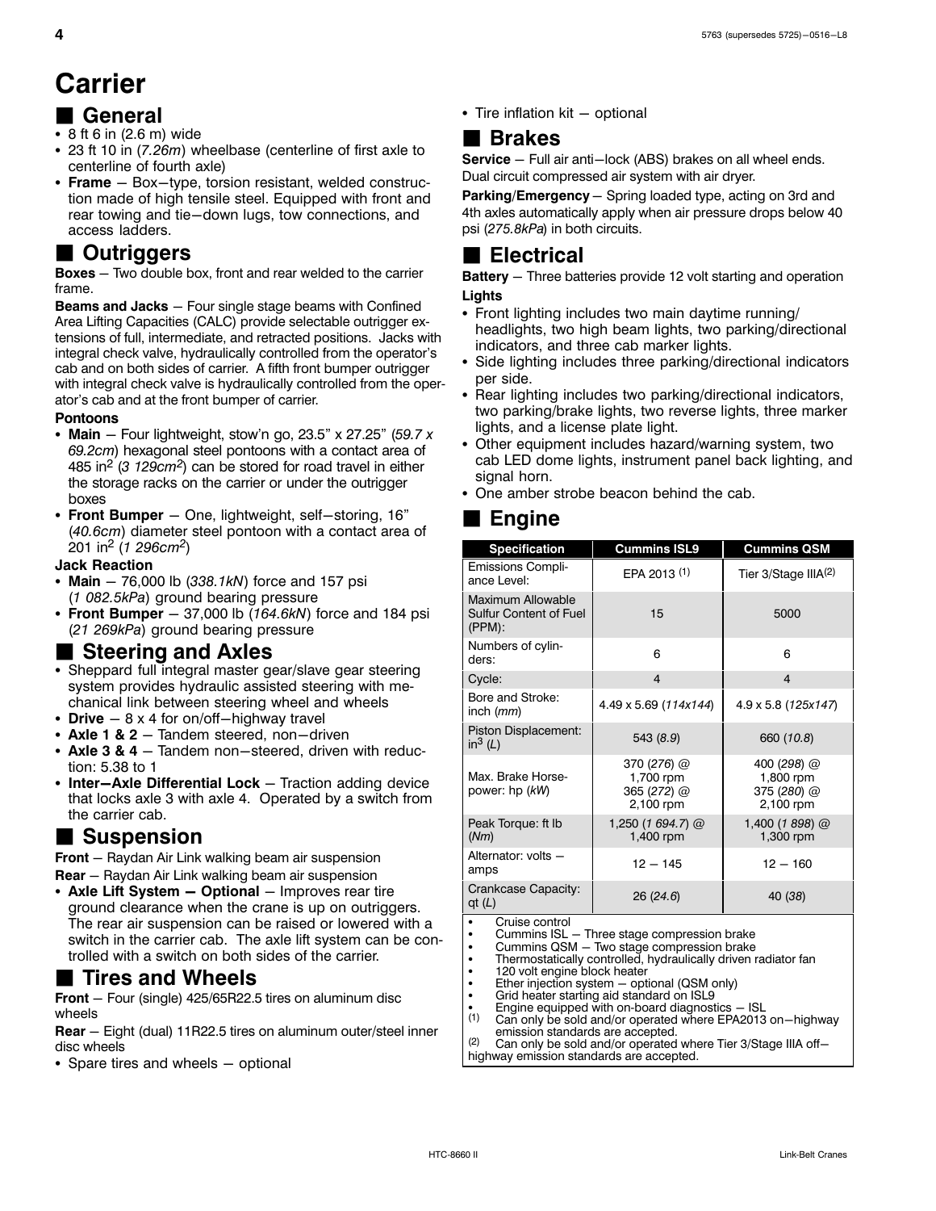# Carrier

## General

- 8 ft 6 in (2.6 m) wide
- 23 ft 10 in (*7.26m*) wheelbase (centerline of first axle to centerline of fourth axle)
- **Frame** — Box−type, torsion resistant, welded construction made of high tensile steel. Equipped with front and rear towing and tie−down lugs, tow connections, and access ladders.

## Outriggers

**Boxes** — Two double box, front and rear welded to the carrier frame.

**Beams and Jacks** — Four single stage beams with Confined Area Lifting Capacities (CALC) provide selectable outrigger extensions of full, intermediate, and retracted positions. Jacks with integral check valve, hydraulically controlled from the operator's cab and on both sides of carrier. A fifth front bumper outrigger with integral check valve is hydraulically controlled from the operator's cab and at the front bumper of carrier.

**Pontoons**

- **Main** — Four lightweight, stow'n go, 23.5" x 27.25" (*59.7 x 69.2cm*) hexagonal steel pontoons with a contact area of 485 in$^2$ (*3 129cm$^2$*) can be stored for road travel in either the storage racks on the carrier or under the outrigger boxes
- **Front Bumper** — One, lightweight, self−storing, 16" (*40.6cm*) diameter steel pontoon with a contact area of 201 in$^2$ (*1 296cm$^2$*)

**Jack Reaction**

- **Main** — 76,000 lb (*338.1kN*) force and 157 psi (*1 082.5kPa*) ground bearing pressure
- **Front Bumper** — 37,000 lb (*164.6kN*) force and 184 psi (*21 269kPa*) ground bearing pressure

## Steering and Axles

- Sheppard full integral master gear/slave gear steering system provides hydraulic assisted steering with mechanical link between steering wheel and wheels
- **Drive** — 8 x 4 for on/off−highway travel
- **Axle 1 & 2** — Tandem steered, non−driven
- **Axle 3 & 4** — Tandem non−steered, driven with reduction: 5.38 to 1
- **Inter−Axle Differential Lock** — Traction adding device that locks axle 3 with axle 4. Operated by a switch from the carrier cab.

## Suspension

**Front** — Raydan Air Link walking beam air suspension

**Rear** — Raydan Air Link walking beam air suspension

- **Axle Lift System − Optional** — Improves rear tire ground clearance when the crane is up on outriggers. The rear air suspension can be raised or lowered with a switch in the carrier cab. The axle lift system can be controlled with a switch on both sides of the carrier.

## Tires and Wheels

**Front** — Four (single) 425/65R22.5 tires on aluminum disc wheels

**Rear** — Eight (dual) 11R22.5 tires on aluminum outer/steel inner disc wheels

- Spare tires and wheels — optional
- Tire inflation kit — optional

## Brakes

**Service** — Full air anti−lock (ABS) brakes on all wheel ends. Dual circuit compressed air system with air dryer.

**Parking/Emergency** — Spring loaded type, acting on 3rd and 4th axles automatically apply when air pressure drops below 40 psi (*275.8kPa*) in both circuits.

## Electrical

**Battery** — Three batteries provide 12 volt starting and operation

**Lights**

- Front lighting includes two main daytime running/headlights, two high beam lights, two parking/directional indicators, and three cab marker lights.
- Side lighting includes three parking/directional indicators per side.
- Rear lighting includes two parking/directional indicators, two parking/brake lights, two reverse lights, three marker lights, and a license plate light.
- Other equipment includes hazard/warning system, two cab LED dome lights, instrument panel back lighting, and signal horn.
- One amber strobe beacon behind the cab.

## Engine

| Specification | Cummins ISL9 | Cummins QSM |
|---|---|---|
| Emissions Compliance Level: | EPA 2013 (1) | Tier 3/Stage IIIA(2) |
| Maximum Allowable Sulfur Content of Fuel (PPM): | 15 | 5000 |
| Numbers of cylinders: | 6 | 6 |
| Cycle: | 4 | 4 |
| Bore and Stroke: inch (*mm*) | 4.49 x 5.69 (*114x144*) | 4.9 x 5.8 (*125x147*) |
| Piston Displacement: in$^3$ (*L*) | 543 (*8.9*) | 660 (*10.8*) |
| Max. Brake Horsepower: hp (*kW*) | 370 (*276*) @ 1,700 rpm 365 (*272*) @ 2,100 rpm | 400 (*298*) @ 1,800 rpm 375 (*280*) @ 2,100 rpm |
| Peak Torque: ft lb (*Nm*) | 1,250 (*1 694.7*) @ 1,400 rpm | 1,400 (*1 898*) @ 1,300 rpm |
| Alternator: volts − amps | 12 — 145 | 12 — 160 |
| Crankcase Capacity: qt (*L*) | 26 (*24.6*) | 40 (*38*) |

- Cruise control
- Cummins ISL − Three stage compression brake
- Cummins QSM − Two stage compression brake
- Thermostatically controlled, hydraulically driven radiator fan
- 120 volt engine block heater
- Ether injection system − optional (QSM only)
- Grid heater starting aid standard on ISL9
- Engine equipped with on-board diagnostics − ISL

(1) Can only be sold and/or operated where EPA2013 on−highway emission standards are accepted.

(2) Can only be sold and/or operated where Tier 3/Stage IIIA off−highway emission standards are accepted.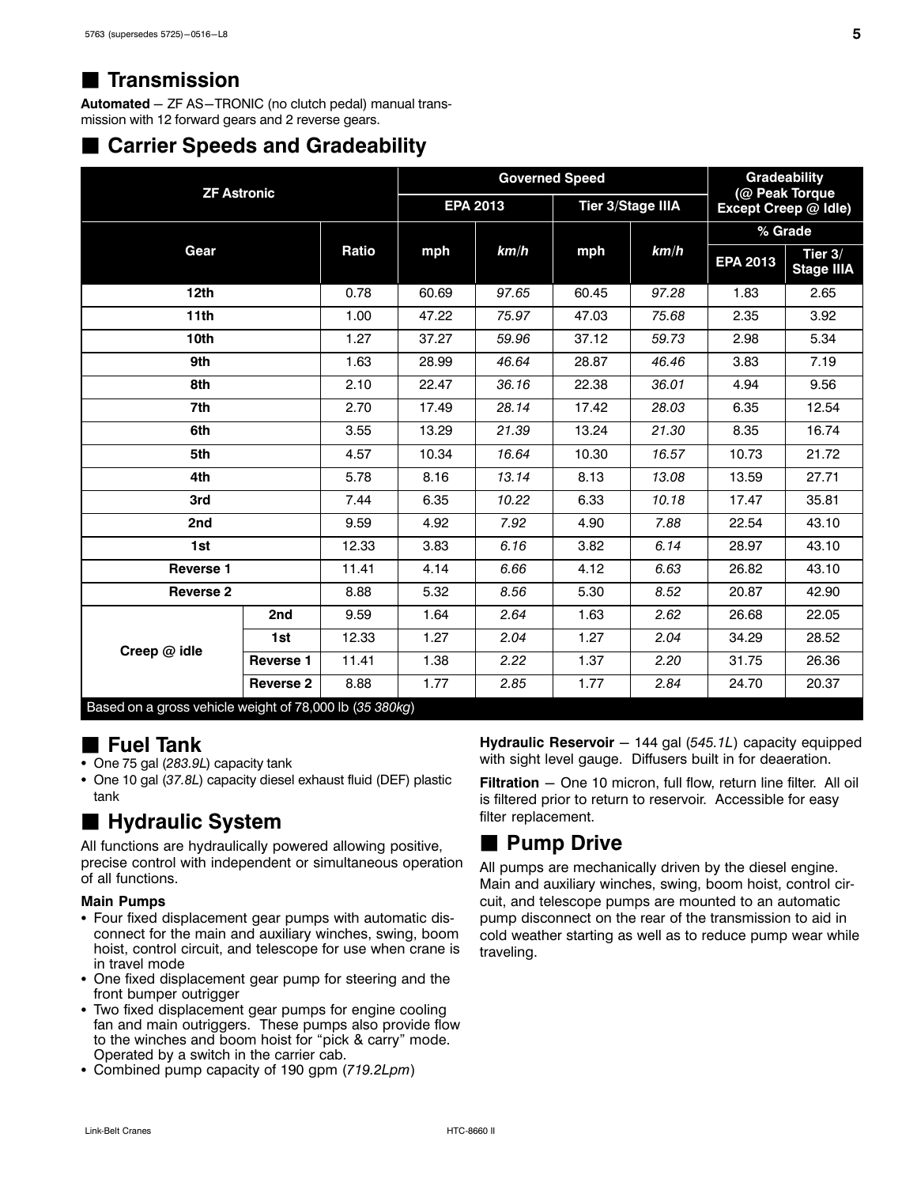## Transmission

**Automated** — ZF AS−TRONIC (no clutch pedal) manual transmission with 12 forward gears and 2 reverse gears.

## Carrier Speeds and Gradeability

| ZF Astronic | | | Governed Speed | | | | Gradeability (@ Peak Torque Except Creep @ Idle) | |
|---|---|---|---|---|---|---|---|---|
| | | | EPA 2013 | | Tier 3/Stage IIIA | | % Grade | |
| Gear | | Ratio | mph | *km/h* | mph | *km/h* | EPA 2013 | Tier 3/ Stage IIIA |
| 12th | | 0.78 | 60.69 | *97.65* | 60.45 | *97.28* | 1.83 | 2.65 |
| 11th | | 1.00 | 47.22 | *75.97* | 47.03 | *75.68* | 2.35 | 3.92 |
| 10th | | 1.27 | 37.27 | *59.96* | 37.12 | *59.73* | 2.98 | 5.34 |
| 9th | | 1.63 | 28.99 | *46.64* | 28.87 | *46.46* | 3.83 | 7.19 |
| 8th | | 2.10 | 22.47 | *36.16* | 22.38 | *36.01* | 4.94 | 9.56 |
| 7th | | 2.70 | 17.49 | *28.14* | 17.42 | *28.03* | 6.35 | 12.54 |
| 6th | | 3.55 | 13.29 | *21.39* | 13.24 | *21.30* | 8.35 | 16.74 |
| 5th | | 4.57 | 10.34 | *16.64* | 10.30 | *16.57* | 10.73 | 21.72 |
| 4th | | 5.78 | 8.16 | *13.14* | 8.13 | *13.08* | 13.59 | 27.71 |
| 3rd | | 7.44 | 6.35 | *10.22* | 6.33 | *10.18* | 17.47 | 35.81 |
| 2nd | | 9.59 | 4.92 | *7.92* | 4.90 | *7.88* | 22.54 | 43.10 |
| 1st | | 12.33 | 3.83 | *6.16* | 3.82 | *6.14* | 28.97 | 43.10 |
| Reverse 1 | | 11.41 | 4.14 | *6.66* | 4.12 | *6.63* | 26.82 | 43.10 |
| Reverse 2 | | 8.88 | 5.32 | *8.56* | 5.30 | *8.52* | 20.87 | 42.90 |
| Creep @ idle | 2nd | 9.59 | 1.64 | *2.64* | 1.63 | *2.62* | 26.68 | 22.05 |
| | 1st | 12.33 | 1.27 | *2.04* | 1.27 | *2.04* | 34.29 | 28.52 |
| | Reverse 1 | 11.41 | 1.38 | *2.22* | 1.37 | *2.20* | 31.75 | 26.36 |
| | Reverse 2 | 8.88 | 1.77 | *2.85* | 1.77 | *2.84* | 24.70 | 20.37 |

Based on a gross vehicle weight of 78,000 lb (*35 380kg*)

## Fuel Tank

- One 75 gal (*283.9L*) capacity tank
- One 10 gal (*37.8L*) capacity diesel exhaust fluid (DEF) plastic tank

## Hydraulic System

All functions are hydraulically powered allowing positive, precise control with independent or simultaneous operation of all functions.

**Main Pumps**

- Four fixed displacement gear pumps with automatic disconnect for the main and auxiliary winches, swing, boom hoist, control circuit, and telescope for use when crane is in travel mode
- One fixed displacement gear pump for steering and the front bumper outrigger
- Two fixed displacement gear pumps for engine cooling fan and main outriggers. These pumps also provide flow to the winches and boom hoist for "pick & carry" mode. Operated by a switch in the carrier cab.
- Combined pump capacity of 190 gpm (*719.2Lpm*)

**Hydraulic Reservoir** — 144 gal (*545.1L*) capacity equipped with sight level gauge. Diffusers built in for deaeration.

**Filtration** — One 10 micron, full flow, return line filter. All oil is filtered prior to return to reservoir. Accessible for easy filter replacement.

## Pump Drive

All pumps are mechanically driven by the diesel engine. Main and auxiliary winches, swing, boom hoist, control circuit, and telescope pumps are mounted to an automatic pump disconnect on the rear of the transmission to aid in cold weather starting as well as to reduce pump wear while traveling.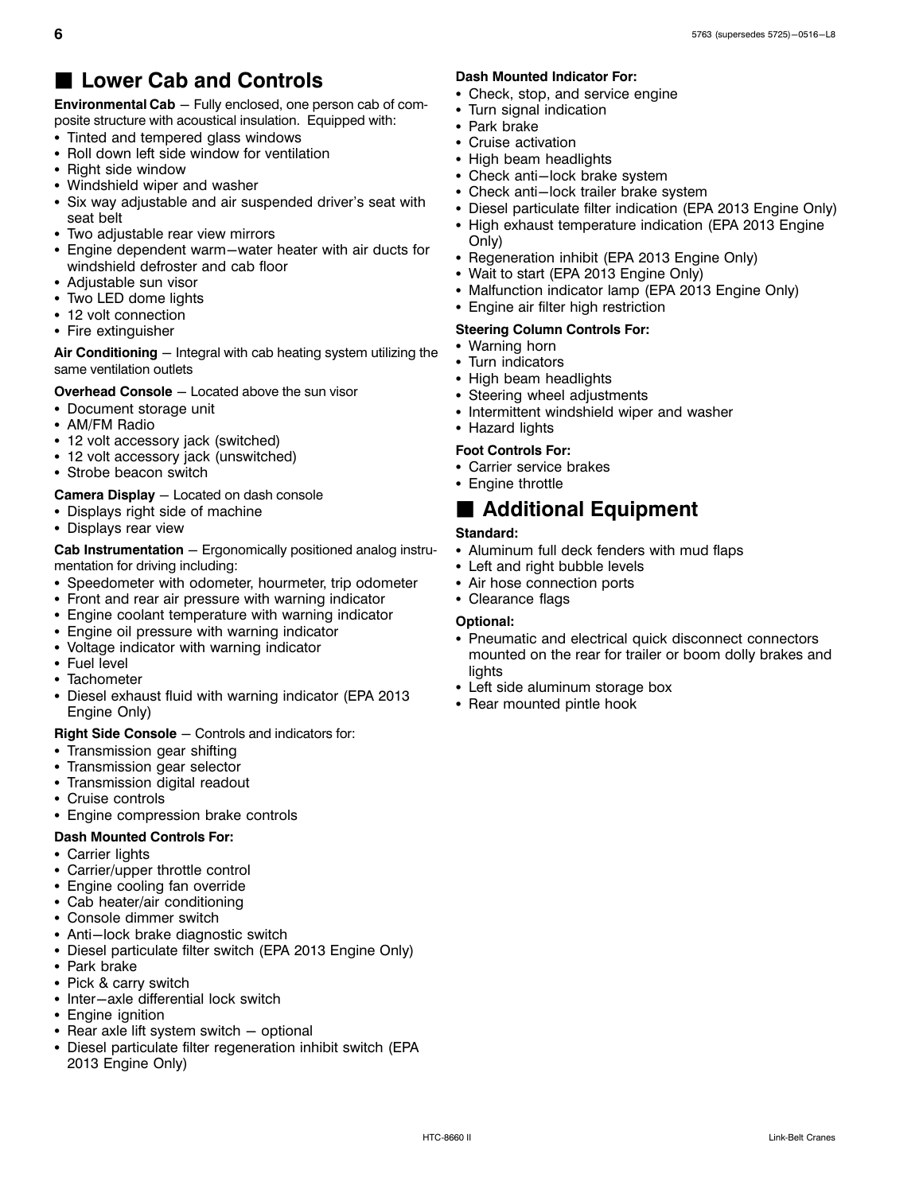## Lower Cab and Controls

**Environmental Cab** — Fully enclosed, one person cab of composite structure with acoustical insulation. Equipped with:

- Tinted and tempered glass windows
- Roll down left side window for ventilation
- Right side window
- Windshield wiper and washer
- Six way adjustable and air suspended driver's seat with seat belt
- Two adjustable rear view mirrors
- Engine dependent warm—water heater with air ducts for windshield defroster and cab floor
- Adjustable sun visor
- Two LED dome lights
- 12 volt connection
- Fire extinguisher

**Air Conditioning** — Integral with cab heating system utilizing the same ventilation outlets

**Overhead Console** — Located above the sun visor

- Document storage unit
- AM/FM Radio
- 12 volt accessory jack (switched)
- 12 volt accessory jack (unswitched)
- Strobe beacon switch

**Camera Display** — Located on dash console

- Displays right side of machine
- Displays rear view

**Cab Instrumentation** — Ergonomically positioned analog instrumentation for driving including:

- Speedometer with odometer, hourmeter, trip odometer
- Front and rear air pressure with warning indicator
- Engine coolant temperature with warning indicator
- Engine oil pressure with warning indicator
- Voltage indicator with warning indicator
- Fuel level
- Tachometer
- Diesel exhaust fluid with warning indicator (EPA 2013 Engine Only)

**Right Side Console** — Controls and indicators for:

- Transmission gear shifting
- Transmission gear selector
- Transmission digital readout
- Cruise controls
- Engine compression brake controls

**Dash Mounted Controls For:**

- Carrier lights
- Carrier/upper throttle control
- Engine cooling fan override
- Cab heater/air conditioning
- Console dimmer switch
- Anti—lock brake diagnostic switch
- Diesel particulate filter switch (EPA 2013 Engine Only)
- Park brake
- Pick & carry switch
- Inter—axle differential lock switch
- Engine ignition
- Rear axle lift system switch — optional
- Diesel particulate filter regeneration inhibit switch (EPA 2013 Engine Only)

**Dash Mounted Indicator For:**

- Check, stop, and service engine
- Turn signal indication
- Park brake
- Cruise activation
- High beam headlights
- Check anti—lock brake system
- Check anti—lock trailer brake system
- Diesel particulate filter indication (EPA 2013 Engine Only)
- High exhaust temperature indication (EPA 2013 Engine Only)
- Regeneration inhibit (EPA 2013 Engine Only)
- Wait to start (EPA 2013 Engine Only)
- Malfunction indicator lamp (EPA 2013 Engine Only)
- Engine air filter high restriction

**Steering Column Controls For:**

- Warning horn
- Turn indicators
- High beam headlights
- Steering wheel adjustments
- Intermittent windshield wiper and washer
- Hazard lights

**Foot Controls For:**

- Carrier service brakes
- Engine throttle

## Additional Equipment

**Standard:**

- Aluminum full deck fenders with mud flaps
- Left and right bubble levels
- Air hose connection ports
- Clearance flags

**Optional:**

- Pneumatic and electrical quick disconnect connectors mounted on the rear for trailer or boom dolly brakes and lights
- Left side aluminum storage box
- Rear mounted pintle hook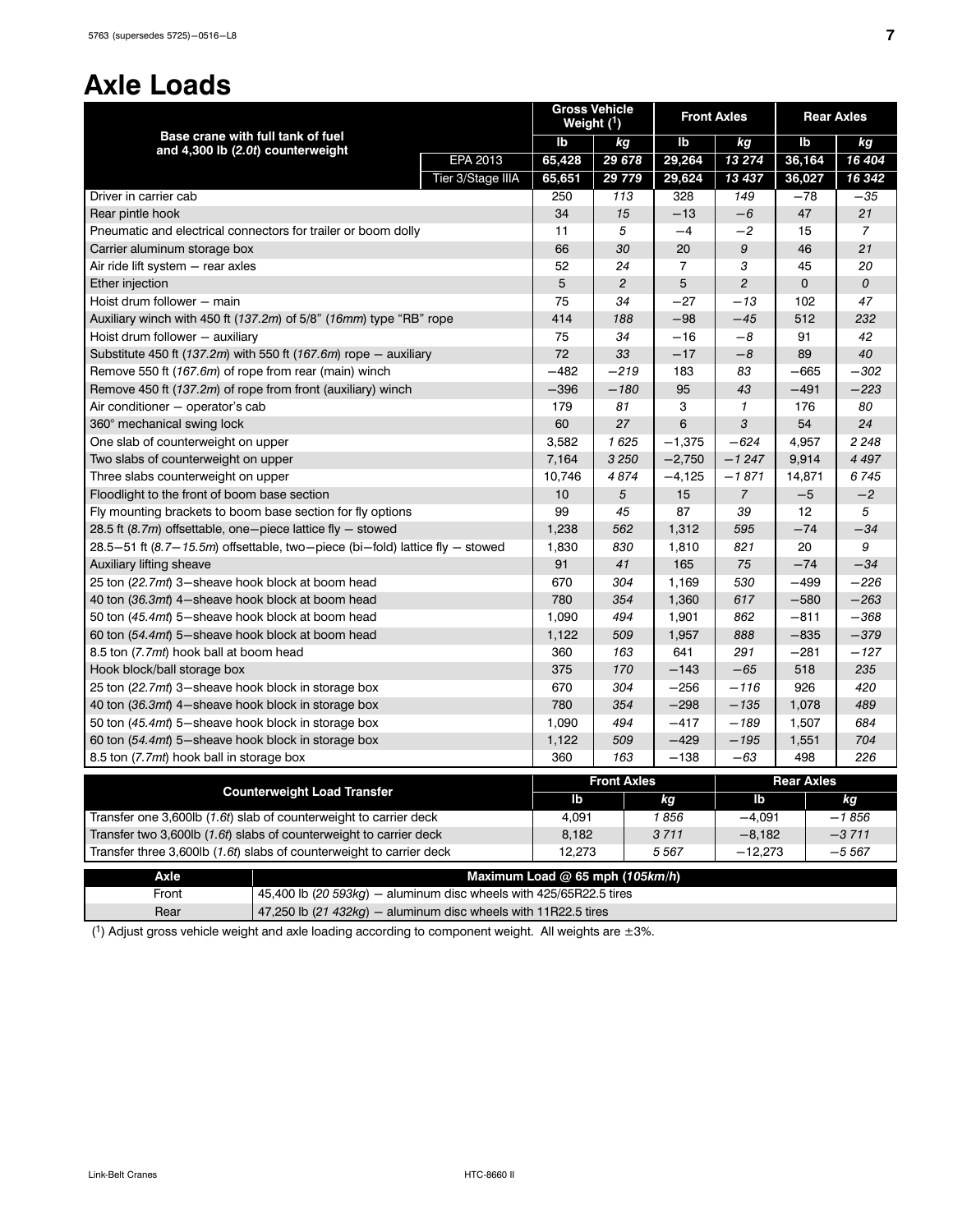# Axle Loads

| Base crane with full tank of fuel and 4,300 lb (*2.0t*) counterweight | | Gross Vehicle Weight ([1]) | | Front Axles | | Rear Axles | |
|---|---|---|---|---|---|---|---|
| | | lb | *kg* | lb | *kg* | lb | *kg* |
| | EPA 2013 | 65,428 | *29 678* | 29,264 | *13 274* | 36,164 | *16 404* |
| | Tier 3/Stage IIIA | 65,651 | *29 779* | 29,624 | *13 437* | 36,027 | *16 342* |
| Driver in carrier cab | | 250 | *113* | 328 | *149* | −78 | *−35* |
| Rear pintle hook | | 34 | *15* | −13 | *−6* | 47 | *21* |
| Pneumatic and electrical connectors for trailer or boom dolly | | 11 | *5* | −4 | *−2* | 15 | *7* |
| Carrier aluminum storage box | | 66 | *30* | 20 | *9* | 46 | *21* |
| Air ride lift system − rear axles | | 52 | *24* | 7 | *3* | 45 | *20* |
| Ether injection | | 5 | *2* | 5 | *2* | 0 | *0* |
| Hoist drum follower − main | | 75 | *34* | −27 | *−13* | 102 | *47* |
| Auxiliary winch with 450 ft (*137.2m*) of 5/8" (*16mm*) type "RB" rope | | 414 | *188* | −98 | *−45* | 512 | *232* |
| Hoist drum follower − auxiliary | | 75 | *34* | −16 | *−8* | 91 | *42* |
| Substitute 450 ft (*137.2m*) with 550 ft (*167.6m*) rope − auxiliary | | 72 | *33* | −17 | *−8* | 89 | *40* |
| Remove 550 ft (*167.6m*) of rope from rear (main) winch | | −482 | *−219* | 183 | *83* | −665 | *−302* |
| Remove 450 ft (*137.2m*) of rope from front (auxiliary) winch | | −396 | *−180* | 95 | *43* | −491 | *−223* |
| Air conditioner − operator's cab | | 179 | *81* | 3 | *1* | 176 | *80* |
| 360° mechanical swing lock | | 60 | *27* | 6 | *3* | 54 | *24* |
| One slab of counterweight on upper | | 3,582 | *1 625* | −1,375 | *−624* | 4,957 | *2 248* |
| Two slabs of counterweight on upper | | 7,164 | *3 250* | −2,750 | *−1 247* | 9,914 | *4 497* |
| Three slabs counterweight on upper | | 10,746 | *4 874* | −4,125 | *−1 871* | 14,871 | *6 745* |
| Floodlight to the front of boom base section | | 10 | *5* | 15 | *7* | −5 | *−2* |
| Fly mounting brackets to boom base section for fly options | | 99 | *45* | 87 | *39* | 12 | *5* |
| 28.5 ft (*8.7m*) offsettable, one−piece lattice fly − stowed | | 1,238 | *562* | 1,312 | *595* | −74 | *−34* |
| 28.5−51 ft (*8.7−15.5m*) offsettable, two−piece (bi−fold) lattice fly − stowed | | 1,830 | *830* | 1,810 | *821* | 20 | *9* |
| Auxiliary lifting sheave | | 91 | *41* | 165 | *75* | −74 | *−34* |
| 25 ton (*22.7mt*) 3−sheave hook block at boom head | | 670 | *304* | 1,169 | *530* | −499 | *−226* |
| 40 ton (*36.3mt*) 4−sheave hook block at boom head | | 780 | *354* | 1,360 | *617* | −580 | *−263* |
| 50 ton (*45.4mt*) 5−sheave hook block at boom head | | 1,090 | *494* | 1,901 | *862* | −811 | *−368* |
| 60 ton (*54.4mt*) 5−sheave hook block at boom head | | 1,122 | *509* | 1,957 | *888* | −835 | *−379* |
| 8.5 ton (*7.7mt*) hook ball at boom head | | 360 | *163* | 641 | *291* | −281 | *−127* |
| Hook block/ball storage box | | 375 | *170* | −143 | *−65* | 518 | *235* |
| 25 ton (*22.7mt*) 3−sheave hook block in storage box | | 670 | *304* | −256 | *−116* | 926 | *420* |
| 40 ton (*36.3mt*) 4−sheave hook block in storage box | | 780 | *354* | −298 | *−135* | 1,078 | *489* |
| 50 ton (*45.4mt*) 5−sheave hook block in storage box | | 1,090 | *494* | −417 | *−189* | 1,507 | *684* |
| 60 ton (*54.4mt*) 5−sheave hook block in storage box | | 1,122 | *509* | −429 | *−195* | 1,551 | *704* |
| 8.5 ton (*7.7mt*) hook ball in storage box | | 360 | *163* | −138 | *−63* | 498 | *226* |

| Counterweight Load Transfer | Front Axles | | Rear Axles | |
|---|---|---|---|---|
| | lb | *kg* | lb | *kg* |
| Transfer one 3,600lb (*1.6t*) slab of counterweight to carrier deck | 4,091 | *1 856* | −4,091 | *−1 856* |
| Transfer two 3,600lb (*1.6t*) slabs of counterweight to carrier deck | 8,182 | *3 711* | −8,182 | *−3 711* |
| Transfer three 3,600lb (*1.6t*) slabs of counterweight to carrier deck | 12,273 | *5 567* | −12,273 | *−5 567* |

| Axle | Maximum Load @ 65 mph (*105km/h*) |
|---|---|
| Front | 45,400 lb (*20 593kg*) − aluminum disc wheels with 425/65R22.5 tires |
| Rear | 47,250 lb (*21 432kg*) − aluminum disc wheels with 11R22.5 tires |

([1]) Adjust gross vehicle weight and axle loading according to component weight. All weights are ±3%.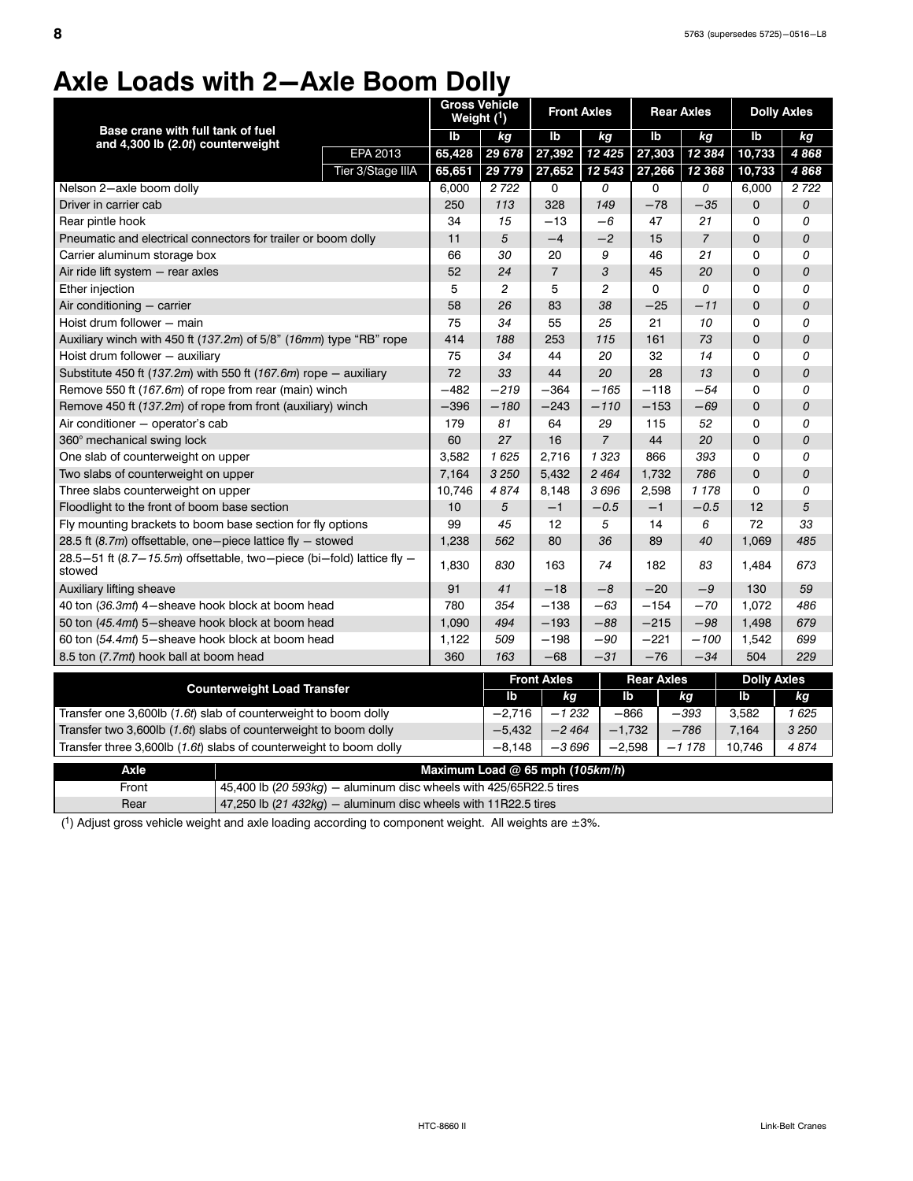# Axle Loads with 2–Axle Boom Dolly

| Base crane with full tank of fuel and 4,300 lb (*2.0t*) counterweight | | Gross Vehicle Weight (1) | | Front Axles | | Rear Axles | | Dolly Axles | |
|---|---|---|---|---|---|---|---|---|---|
| | | lb | *kg* | lb | *kg* | lb | *kg* | lb | *kg* |
| | EPA 2013 | 65,428 | *29 678* | 27,392 | *12 425* | 27,303 | *12 384* | 10,733 | *4 868* |
| | Tier 3/Stage IIIA | 65,651 | *29 779* | 27,652 | *12 543* | 27,266 | *12 368* | 10,733 | *4 868* |
| Nelson 2–axle boom dolly | | 6,000 | *2 722* | 0 | *0* | 0 | *0* | 6,000 | *2 722* |
| Driver in carrier cab | | 250 | *113* | 328 | *149* | –78 | *–35* | 0 | *0* |
| Rear pintle hook | | 34 | *15* | –13 | *–6* | 47 | *21* | 0 | *0* |
| Pneumatic and electrical connectors for trailer or boom dolly | | 11 | *5* | –4 | *–2* | 15 | *7* | 0 | *0* |
| Carrier aluminum storage box | | 66 | *30* | 20 | *9* | 46 | *21* | 0 | *0* |
| Air ride lift system – rear axles | | 52 | *24* | 7 | *3* | 45 | *20* | 0 | *0* |
| Ether injection | | 5 | *2* | 5 | *2* | 0 | *0* | 0 | *0* |
| Air conditioning – carrier | | 58 | *26* | 83 | *38* | –25 | *–11* | 0 | *0* |
| Hoist drum follower – main | | 75 | *34* | 55 | *25* | 21 | *10* | 0 | *0* |
| Auxiliary winch with 450 ft (*137.2m*) of 5/8" (*16mm*) type "RB" rope | | 414 | *188* | 253 | *115* | 161 | *73* | 0 | *0* |
| Hoist drum follower – auxiliary | | 75 | *34* | 44 | *20* | 32 | *14* | 0 | *0* |
| Substitute 450 ft (*137.2m*) with 550 ft (*167.6m*) rope – auxiliary | | 72 | *33* | 44 | *20* | 28 | *13* | 0 | *0* |
| Remove 550 ft (*167.6m*) of rope from rear (main) winch | | –482 | *–219* | –364 | *–165* | –118 | *–54* | 0 | *0* |
| Remove 450 ft (*137.2m*) of rope from front (auxiliary) winch | | –396 | *–180* | –243 | *–110* | –153 | *–69* | 0 | *0* |
| Air conditioner – operator's cab | | 179 | *81* | 64 | *29* | 115 | *52* | 0 | *0* |
| 360° mechanical swing lock | | 60 | *27* | 16 | *7* | 44 | *20* | 0 | *0* |
| One slab of counterweight on upper | | 3,582 | *1 625* | 2,716 | *1 323* | 866 | *393* | 0 | *0* |
| Two slabs of counterweight on upper | | 7,164 | *3 250* | 5,432 | *2 464* | 1,732 | *786* | 0 | *0* |
| Three slabs counterweight on upper | | 10,746 | *4 874* | 8,148 | *3 696* | 2,598 | *1 178* | 0 | *0* |
| Floodlight to the front of boom base section | | 10 | *5* | –1 | *–0.5* | –1 | *–0.5* | 12 | *5* |
| Fly mounting brackets to boom base section for fly options | | 99 | *45* | 12 | *5* | 14 | *6* | 72 | *33* |
| 28.5 ft (*8.7m*) offsettable, one–piece lattice fly – stowed | | 1,238 | *562* | 80 | *36* | 89 | *40* | 1,069 | *485* |
| 28.5–51 ft (*8.7–15.5m*) offsettable, two–piece (bi–fold) lattice fly – stowed | | 1,830 | *830* | 163 | *74* | 182 | *83* | 1,484 | *673* |
| Auxiliary lifting sheave | | 91 | *41* | –18 | *–8* | –20 | *–9* | 130 | *59* |
| 40 ton (*36.3mt*) 4–sheave hook block at boom head | | 780 | *354* | –138 | *–63* | –154 | *–70* | 1,072 | *486* |
| 50 ton (*45.4mt*) 5–sheave hook block at boom head | | 1,090 | *494* | –193 | *–88* | –215 | *–98* | 1,498 | *679* |
| 60 ton (*54.4mt*) 5–sheave hook block at boom head | | 1,122 | *509* | –198 | *–90* | –221 | *–100* | 1,542 | *699* |
| 8.5 ton (*7.7mt*) hook ball at boom head | | 360 | *163* | –68 | *–31* | –76 | *–34* | 504 | *229* |

| Counterweight Load Transfer | Front Axles | | Rear Axles | | Dolly Axles | |
|---|---|---|---|---|---|---|
| | lb | *kg* | lb | *kg* | lb | *kg* |
| Transfer one 3,600lb (*1.6t*) slab of counterweight to boom dolly | –2,716 | *–1 232* | –866 | *–393* | 3,582 | *1 625* |
| Transfer two 3,600lb (*1.6t*) slabs of counterweight to boom dolly | –5,432 | *–2 464* | –1,732 | *–786* | 7,164 | *3 250* |
| Transfer three 3,600lb (*1.6t*) slabs of counterweight to boom dolly | –8,148 | *–3 696* | –2,598 | *–1 178* | 10,746 | *4 874* |

| Axle | Maximum Load @ 65 mph (*105km/h*) |
|---|---|
| Front | 45,400 lb (*20 593kg*) – aluminum disc wheels with 425/65R22.5 tires |
| Rear | 47,250 lb (*21 432kg*) – aluminum disc wheels with 11R22.5 tires |

(1) Adjust gross vehicle weight and axle loading according to component weight. All weights are ±3%.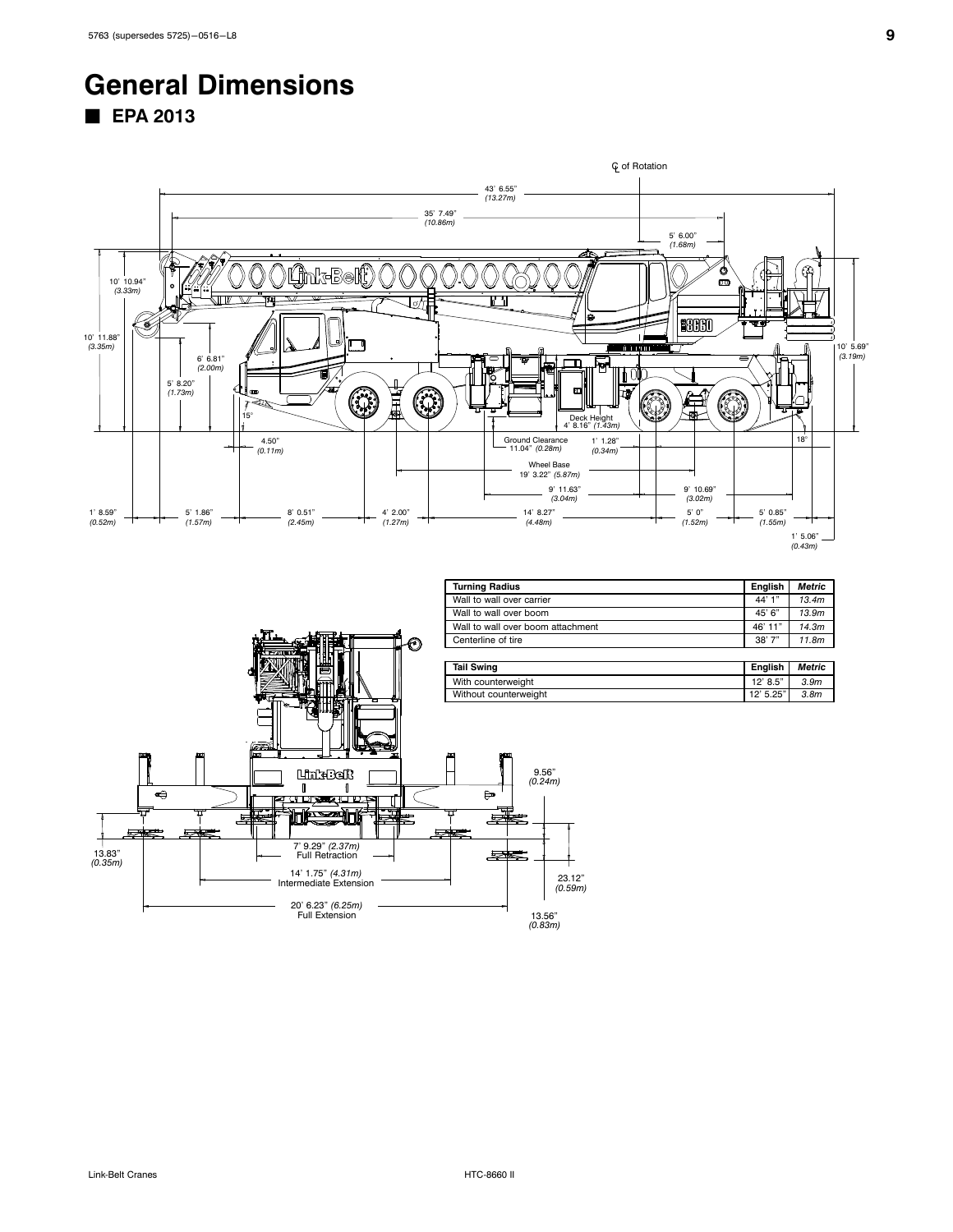# General Dimensions

## EPA 2013

| Turning Radius | English | *Metric* |
| --- | --- | --- |
| Wall to wall over carrier | 44' 1" | *13.4m* |
| Wall to wall over boom | 45' 6" | *13.9m* |
| Wall to wall over boom attachment | 46' 11" | *14.3m* |
| Centerline of tire | 38' 7" | *11.8m* |

| Tail Swing | English | *Metric* |
| --- | --- | --- |
| With counterweight | 12' 8.5" | *3.9m* |
| Without counterweight | 12' 5.25" | *3.8m* |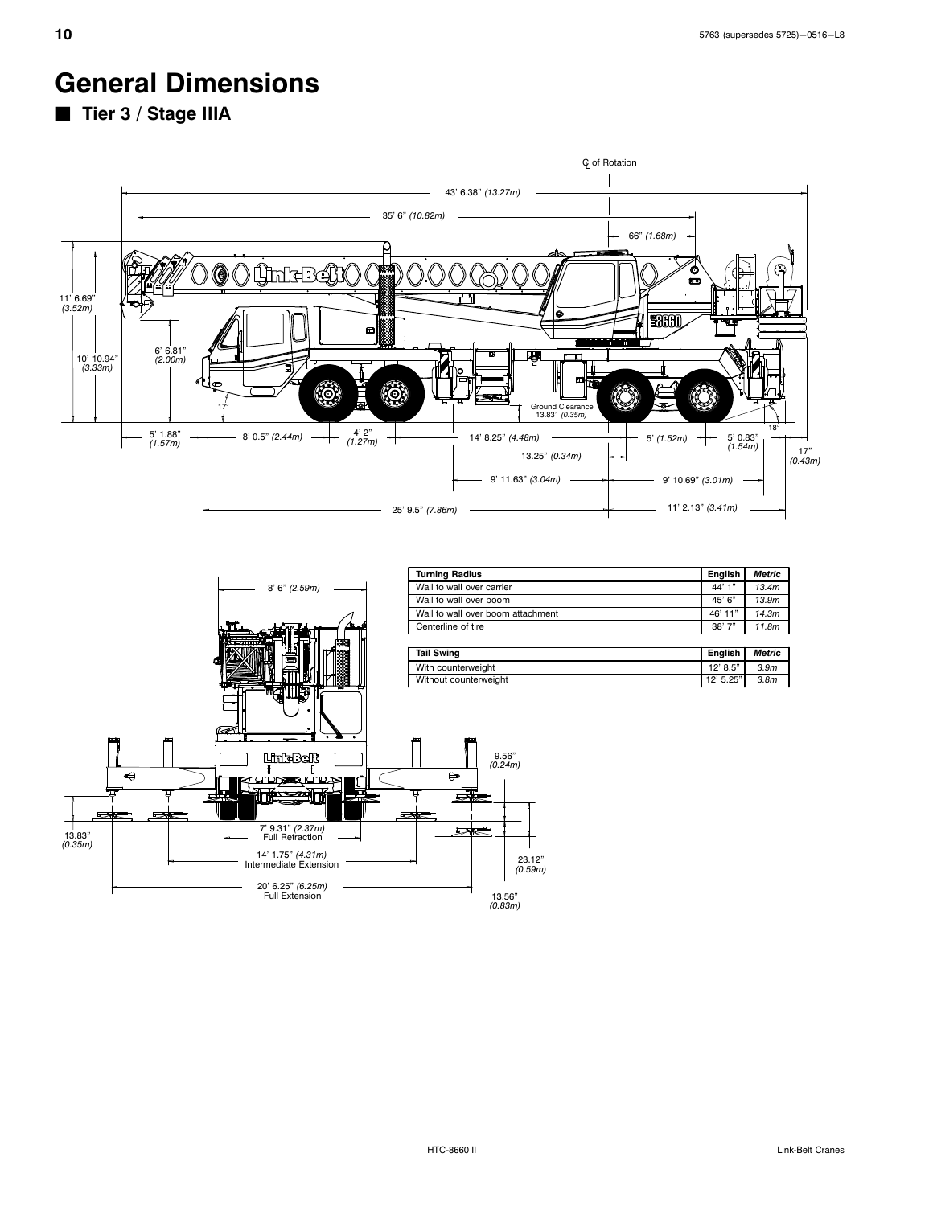# General Dimensions

## ■ Tier 3 / Stage IIIA

| Turning Radius | English | Metric |
|---|---|---|
| Wall to wall over carrier | 44' 1" | 13.4m |
| Wall to wall over boom | 45' 6" | 13.9m |
| Wall to wall over boom attachment | 46' 11" | 14.3m |
| Centerline of tire | 38' 7" | 11.8m |

| Tail Swing | English | Metric |
|---|---|---|
| With counterweight | 12' 8.5" | 3.9m |
| Without counterweight | 12' 5.25" | 3.8m |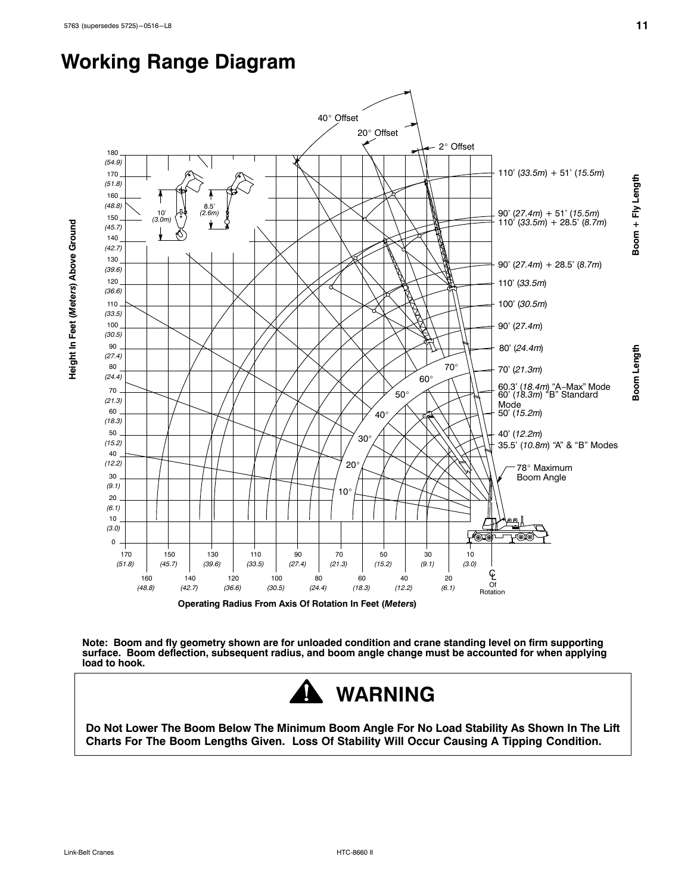# Working Range Diagram

40° Offset

20° Offset

2° Offset

110' (*33.5m*) + 51' (*15.5m*)

90' (*27.4m*) + 51' (*15.5m*)

110' (*33.5m*) + 28.5' (*8.7m*)

90' (*27.4m*) + 28.5' (*8.7m*)

110' (*33.5m*)

100' (*30.5m*)

90' (*27.4m*)

80' (*24.4m*)

70' (*21.3m*)

60.3' (*18.4m*) "A–Max" Mode

60' (*18.3m*) "B" Standard Mode

50' (*15.2m*)

40' (*12.2m*)

35.5' (*10.8m*) "A" & "B" Modes

78° Maximum Boom Angle

Boom + Fly Length

Boom Length

10' (*3.0m*)

8.5' (*2.6m*)

Height In Feet (*Meters*) Above Ground

Operating Radius From Axis Of Rotation In Feet (*Meters*)

℄ Of Rotation

**Note: Boom and fly geometry shown are for unloaded condition and crane standing level on firm supporting surface. Boom deflection, subsequent radius, and boom angle change must be accounted for when applying load to hook.**

## WARNING

**Do Not Lower The Boom Below The Minimum Boom Angle For No Load Stability As Shown In The Lift Charts For The Boom Lengths Given. Loss Of Stability Will Occur Causing A Tipping Condition.**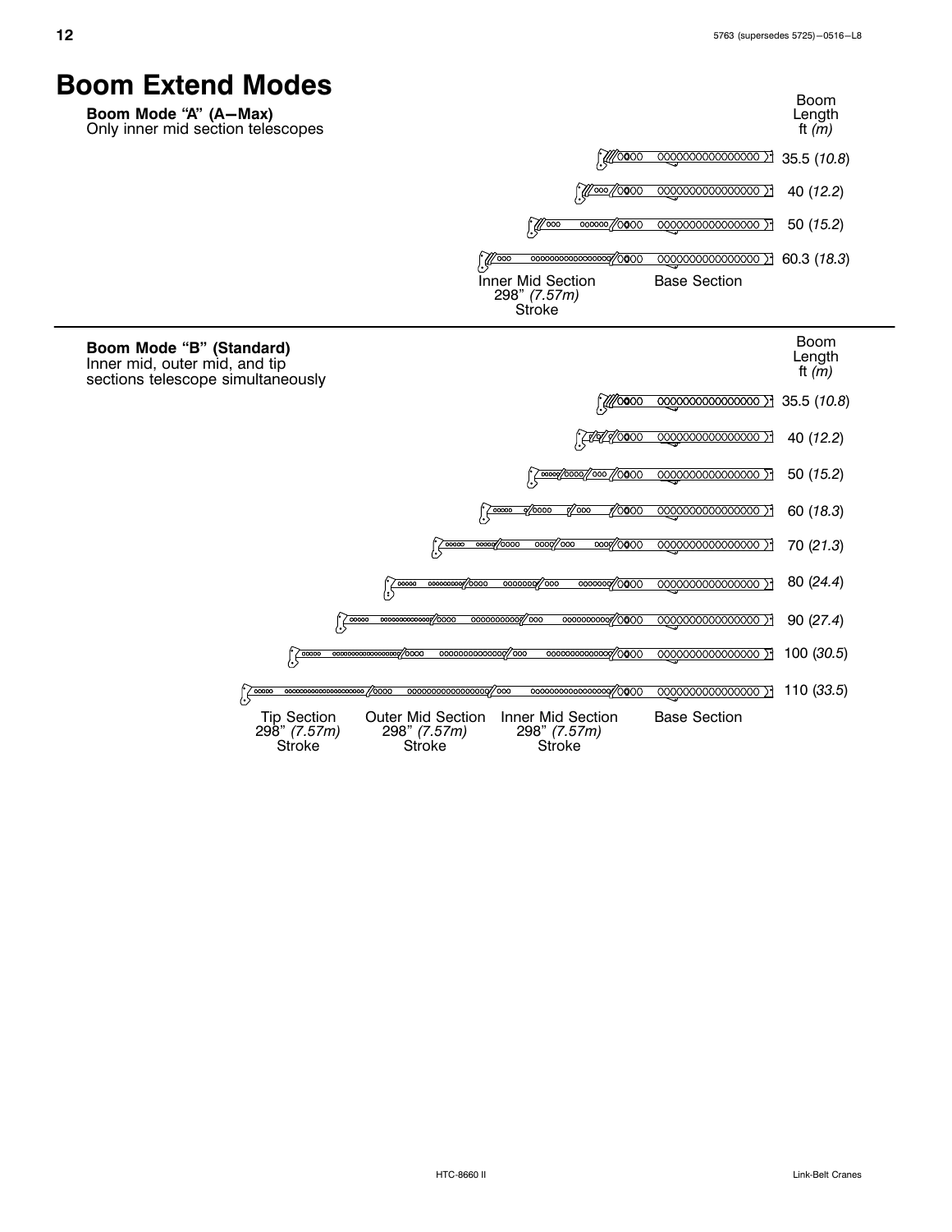# Boom Extend Modes

**Boom Mode "A" (A—Max)**
Only inner mid section telescopes

| Boom Length ft *(m)* |
|---|
| 35.5 (*10.8*) |
| 40 (*12.2*) |
| 50 (*15.2*) |
| 60.3 (*18.3*) |

Inner Mid Section 298" *(7.57m)* Stroke

Base Section

---

**Boom Mode "B" (Standard)**
Inner mid, outer mid, and tip sections telescope simultaneously

| Boom Length ft *(m)* |
|---|
| 35.5 (*10.8*) |
| 40 (*12.2*) |
| 50 (*15.2*) |
| 60 (*18.3*) |
| 70 (*21.3*) |
| 80 (*24.4*) |
| 90 (*27.4*) |
| 100 (*30.5*) |
| 110 (*33.5*) |

Tip Section 298" *(7.57m)* Stroke

Outer Mid Section 298" *(7.57m)* Stroke

Inner Mid Section 298" *(7.57m)* Stroke

Base Section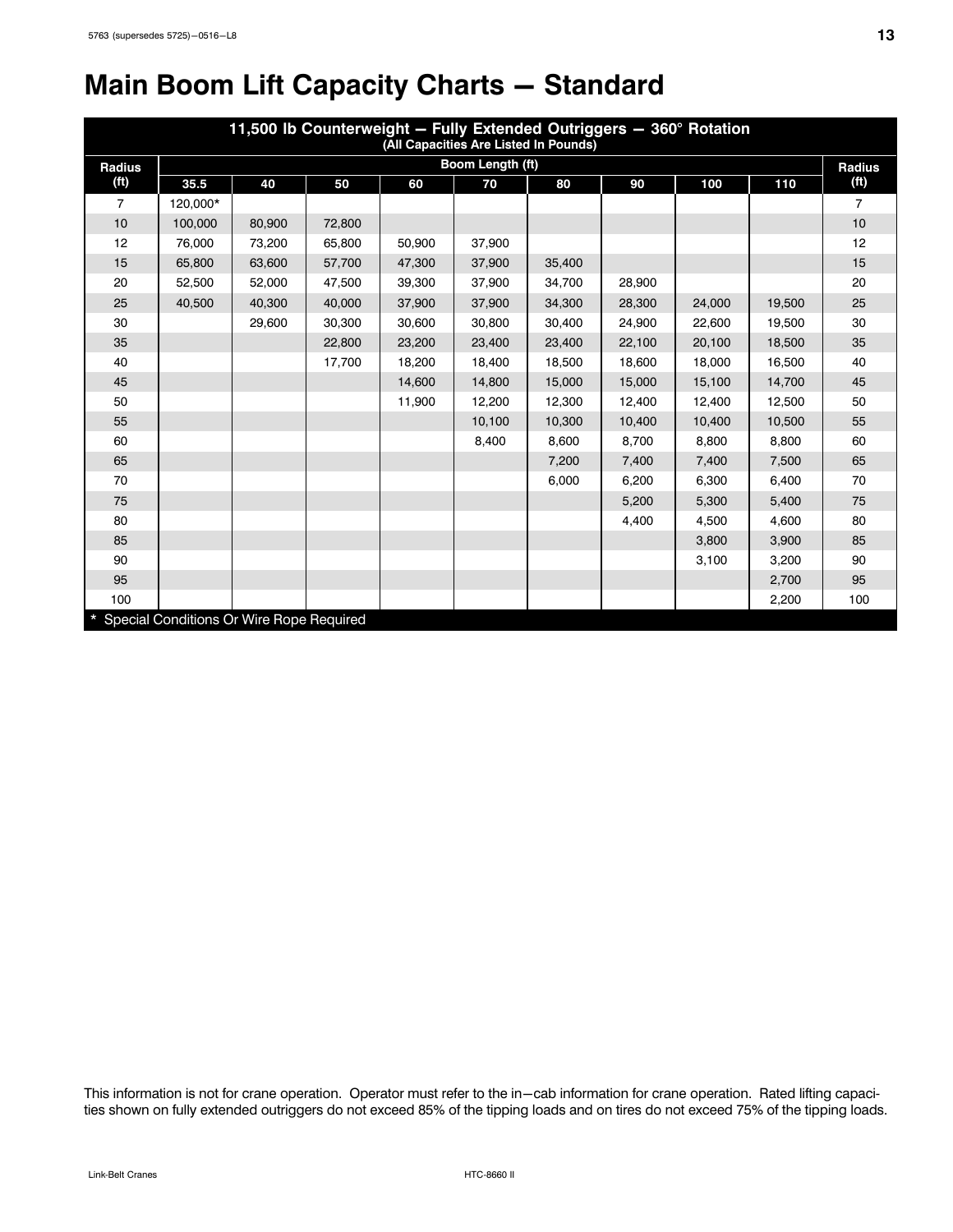# Main Boom Lift Capacity Charts — Standard

| 11,500 lb Counterweight — Fully Extended Outriggers — 360° Rotation (All Capacities Are Listed In Pounds) | | | | | | | | | | |
|---|---|---|---|---|---|---|---|---|---|---|
| Radius (ft) | Boom Length (ft) | | | | | | | | | Radius (ft) |
| | 35.5 | 40 | 50 | 60 | 70 | 80 | 90 | 100 | 110 | |
| 7 | 120,000* | | | | | | | | | 7 |
| 10 | 100,000 | 80,900 | 72,800 | | | | | | | 10 |
| 12 | 76,000 | 73,200 | 65,800 | 50,900 | 37,900 | | | | | 12 |
| 15 | 65,800 | 63,600 | 57,700 | 47,300 | 37,900 | 35,400 | | | | 15 |
| 20 | 52,500 | 52,000 | 47,500 | 39,300 | 37,900 | 34,700 | 28,900 | | | 20 |
| 25 | 40,500 | 40,300 | 40,000 | 37,900 | 37,900 | 34,300 | 28,300 | 24,000 | 19,500 | 25 |
| 30 | | 29,600 | 30,300 | 30,600 | 30,800 | 30,400 | 24,900 | 22,600 | 19,500 | 30 |
| 35 | | | 22,800 | 23,200 | 23,400 | 23,400 | 22,100 | 20,100 | 18,500 | 35 |
| 40 | | | 17,700 | 18,200 | 18,400 | 18,500 | 18,600 | 18,000 | 16,500 | 40 |
| 45 | | | | 14,600 | 14,800 | 15,000 | 15,000 | 15,100 | 14,700 | 45 |
| 50 | | | | 11,900 | 12,200 | 12,300 | 12,400 | 12,400 | 12,500 | 50 |
| 55 | | | | | 10,100 | 10,300 | 10,400 | 10,400 | 10,500 | 55 |
| 60 | | | | | 8,400 | 8,600 | 8,700 | 8,800 | 8,800 | 60 |
| 65 | | | | | | 7,200 | 7,400 | 7,400 | 7,500 | 65 |
| 70 | | | | | | 6,000 | 6,200 | 6,300 | 6,400 | 70 |
| 75 | | | | | | | 5,200 | 5,300 | 5,400 | 75 |
| 80 | | | | | | | 4,400 | 4,500 | 4,600 | 80 |
| 85 | | | | | | | | 3,800 | 3,900 | 85 |
| 90 | | | | | | | | 3,100 | 3,200 | 90 |
| 95 | | | | | | | | | 2,700 | 95 |
| 100 | | | | | | | | | 2,200 | 100 |

* Special Conditions Or Wire Rope Required

This information is not for crane operation. Operator must refer to the in—cab information for crane operation. Rated lifting capacities shown on fully extended outriggers do not exceed 85% of the tipping loads and on tires do not exceed 75% of the tipping loads.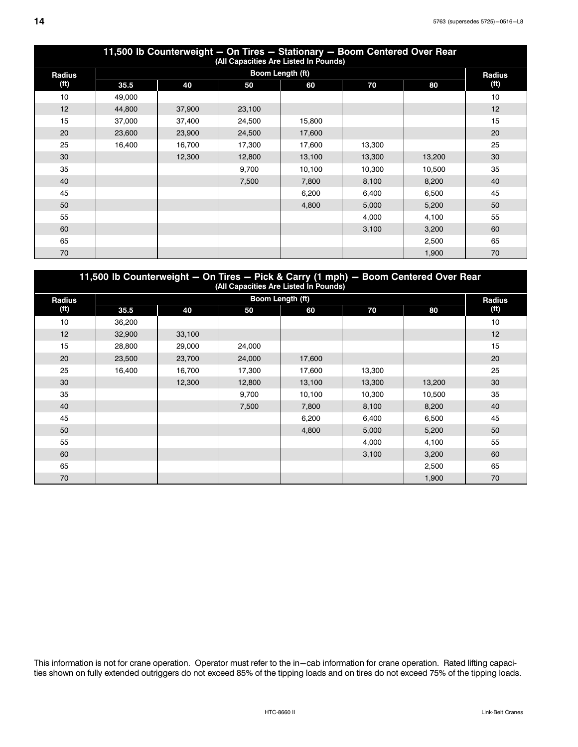### 11,500 lb Counterweight — On Tires — Stationary — Boom Centered Over Rear
(All Capacities Are Listed In Pounds)

| Radius (ft) | Boom Length (ft) | | | | | | Radius (ft) |
|---|---|---|---|---|---|---|---|
| | 35.5 | 40 | 50 | 60 | 70 | 80 | |
| 10 | 49,000 | | | | | | 10 |
| 12 | 44,800 | 37,900 | 23,100 | | | | 12 |
| 15 | 37,000 | 37,400 | 24,500 | 15,800 | | | 15 |
| 20 | 23,600 | 23,900 | 24,500 | 17,600 | | | 20 |
| 25 | 16,400 | 16,700 | 17,300 | 17,600 | 13,300 | | 25 |
| 30 | | 12,300 | 12,800 | 13,100 | 13,300 | 13,200 | 30 |
| 35 | | | 9,700 | 10,100 | 10,300 | 10,500 | 35 |
| 40 | | | 7,500 | 7,800 | 8,100 | 8,200 | 40 |
| 45 | | | | 6,200 | 6,400 | 6,500 | 45 |
| 50 | | | | 4,800 | 5,000 | 5,200 | 50 |
| 55 | | | | | 4,000 | 4,100 | 55 |
| 60 | | | | | 3,100 | 3,200 | 60 |
| 65 | | | | | | 2,500 | 65 |
| 70 | | | | | | 1,900 | 70 |

### 11,500 lb Counterweight — On Tires — Pick & Carry (1 mph) — Boom Centered Over Rear
(All Capacities Are Listed In Pounds)

| Radius (ft) | Boom Length (ft) | | | | | | Radius (ft) |
|---|---|---|---|---|---|---|---|
| | 35.5 | 40 | 50 | 60 | 70 | 80 | |
| 10 | 36,200 | | | | | | 10 |
| 12 | 32,900 | 33,100 | | | | | 12 |
| 15 | 28,800 | 29,000 | 24,000 | | | | 15 |
| 20 | 23,500 | 23,700 | 24,000 | 17,600 | | | 20 |
| 25 | 16,400 | 16,700 | 17,300 | 17,600 | 13,300 | | 25 |
| 30 | | 12,300 | 12,800 | 13,100 | 13,300 | 13,200 | 30 |
| 35 | | | 9,700 | 10,100 | 10,300 | 10,500 | 35 |
| 40 | | | 7,500 | 7,800 | 8,100 | 8,200 | 40 |
| 45 | | | | 6,200 | 6,400 | 6,500 | 45 |
| 50 | | | | 4,800 | 5,000 | 5,200 | 50 |
| 55 | | | | | 4,000 | 4,100 | 55 |
| 60 | | | | | 3,100 | 3,200 | 60 |
| 65 | | | | | | 2,500 | 65 |
| 70 | | | | | | 1,900 | 70 |

This information is not for crane operation. Operator must refer to the in−cab information for crane operation. Rated lifting capacities shown on fully extended outriggers do not exceed 85% of the tipping loads and on tires do not exceed 75% of the tipping loads.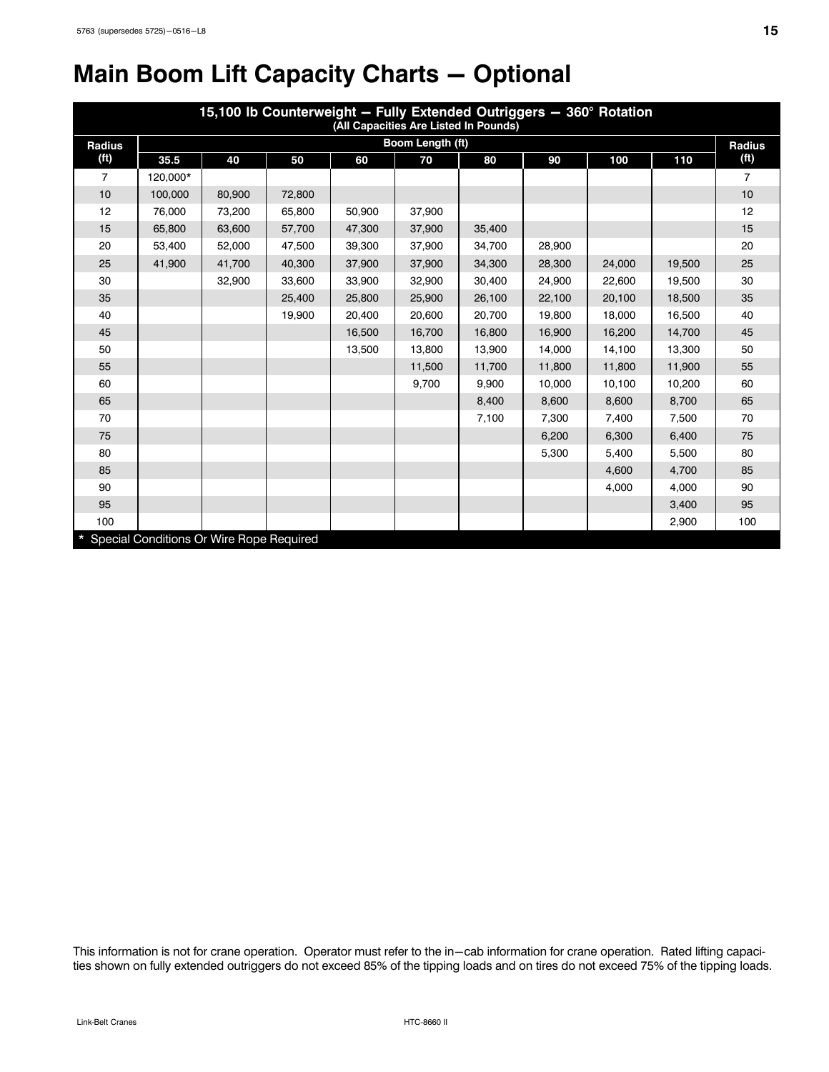# Main Boom Lift Capacity Charts — Optional

| 15,100 lb Counterweight — Fully Extended Outriggers — 360° Rotation (All Capacities Are Listed In Pounds) | | | | | | | | | | |
|---|---|---|---|---|---|---|---|---|---|---|
| Radius (ft) | Boom Length (ft) | | | | | | | | | Radius (ft) |
| | 35.5 | 40 | 50 | 60 | 70 | 80 | 90 | 100 | 110 | |
| 7 | 120,000* | | | | | | | | | 7 |
| 10 | 100,000 | 80,900 | 72,800 | | | | | | | 10 |
| 12 | 76,000 | 73,200 | 65,800 | 50,900 | 37,900 | | | | | 12 |
| 15 | 65,800 | 63,600 | 57,700 | 47,300 | 37,900 | 35,400 | | | | 15 |
| 20 | 53,400 | 52,000 | 47,500 | 39,300 | 37,900 | 34,700 | 28,900 | | | 20 |
| 25 | 41,900 | 41,700 | 40,300 | 37,900 | 37,900 | 34,300 | 28,300 | 24,000 | 19,500 | 25 |
| 30 | | 32,900 | 33,600 | 33,900 | 32,900 | 30,400 | 24,900 | 22,600 | 19,500 | 30 |
| 35 | | | 25,400 | 25,800 | 25,900 | 26,100 | 22,100 | 20,100 | 18,500 | 35 |
| 40 | | | 19,900 | 20,400 | 20,600 | 20,700 | 19,800 | 18,000 | 16,500 | 40 |
| 45 | | | | 16,500 | 16,700 | 16,800 | 16,900 | 16,200 | 14,700 | 45 |
| 50 | | | | 13,500 | 13,800 | 13,900 | 14,000 | 14,100 | 13,300 | 50 |
| 55 | | | | | 11,500 | 11,700 | 11,800 | 11,800 | 11,900 | 55 |
| 60 | | | | | 9,700 | 9,900 | 10,000 | 10,100 | 10,200 | 60 |
| 65 | | | | | | 8,400 | 8,600 | 8,600 | 8,700 | 65 |
| 70 | | | | | | 7,100 | 7,300 | 7,400 | 7,500 | 70 |
| 75 | | | | | | | 6,200 | 6,300 | 6,400 | 75 |
| 80 | | | | | | | 5,300 | 5,400 | 5,500 | 80 |
| 85 | | | | | | | | 4,600 | 4,700 | 85 |
| 90 | | | | | | | | 4,000 | 4,000 | 90 |
| 95 | | | | | | | | | 3,400 | 95 |
| 100 | | | | | | | | | 2,900 | 100 |

\* Special Conditions Or Wire Rope Required

This information is not for crane operation. Operator must refer to the in—cab information for crane operation. Rated lifting capacities shown on fully extended outriggers do not exceed 85% of the tipping loads and on tires do not exceed 75% of the tipping loads.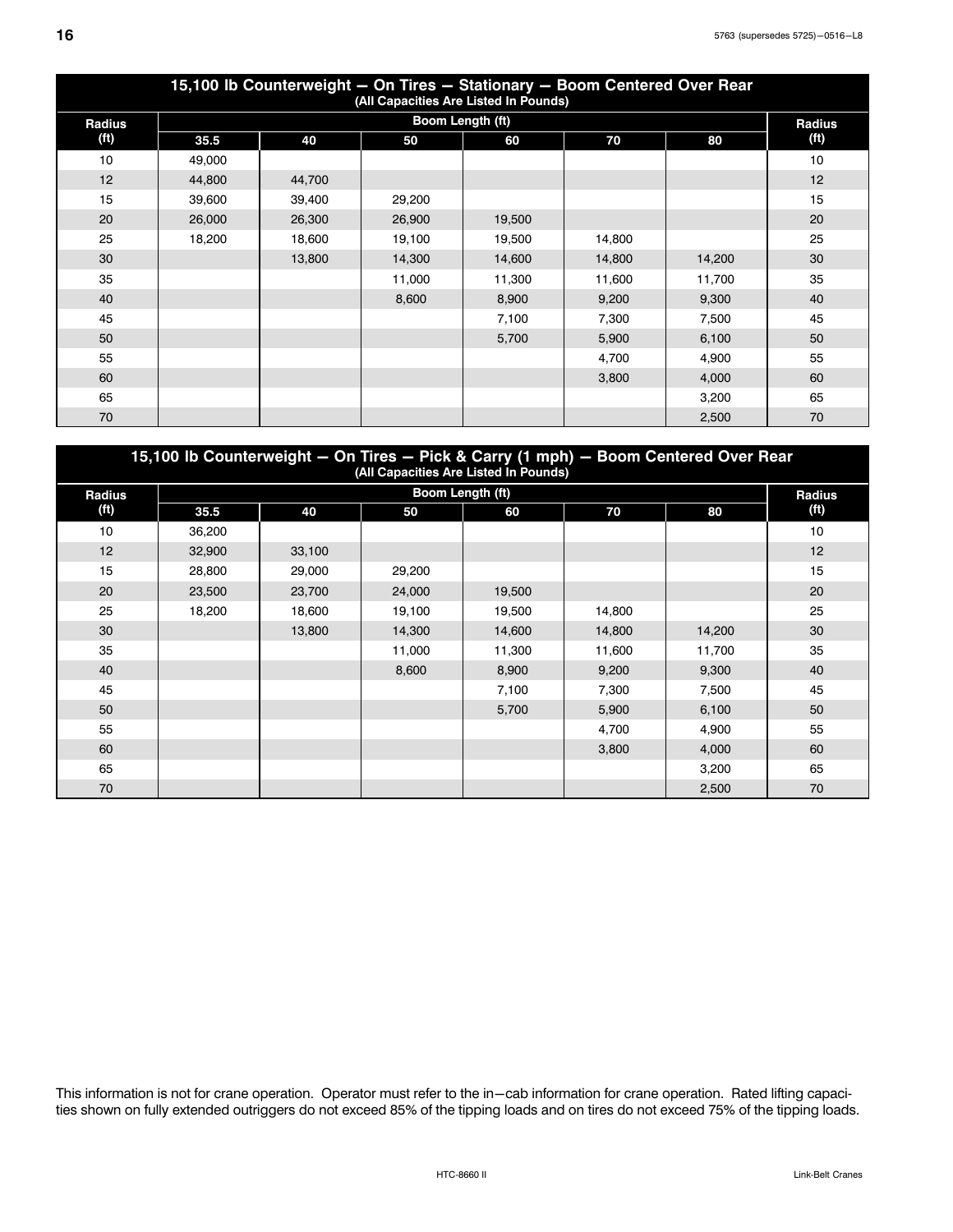| 15,100 lb Counterweight — On Tires — Stationary — Boom Centered Over Rear (All Capacities Are Listed In Pounds) | | | | | | | |
|---|---|---|---|---|---|---|---|
| Radius (ft) | Boom Length (ft) | | | | | | Radius (ft) |
| | 35.5 | 40 | 50 | 60 | 70 | 80 | |
| 10 | 49,000 | | | | | | 10 |
| 12 | 44,800 | 44,700 | | | | | 12 |
| 15 | 39,600 | 39,400 | 29,200 | | | | 15 |
| 20 | 26,000 | 26,300 | 26,900 | 19,500 | | | 20 |
| 25 | 18,200 | 18,600 | 19,100 | 19,500 | 14,800 | | 25 |
| 30 | | 13,800 | 14,300 | 14,600 | 14,800 | 14,200 | 30 |
| 35 | | | 11,000 | 11,300 | 11,600 | 11,700 | 35 |
| 40 | | | 8,600 | 8,900 | 9,200 | 9,300 | 40 |
| 45 | | | | 7,100 | 7,300 | 7,500 | 45 |
| 50 | | | | 5,700 | 5,900 | 6,100 | 50 |
| 55 | | | | | 4,700 | 4,900 | 55 |
| 60 | | | | | 3,800 | 4,000 | 60 |
| 65 | | | | | | 3,200 | 65 |
| 70 | | | | | | 2,500 | 70 |

| 15,100 lb Counterweight — On Tires — Pick & Carry (1 mph) — Boom Centered Over Rear (All Capacities Are Listed In Pounds) | | | | | | | |
|---|---|---|---|---|---|---|---|
| Radius (ft) | Boom Length (ft) | | | | | | Radius (ft) |
| | 35.5 | 40 | 50 | 60 | 70 | 80 | |
| 10 | 36,200 | | | | | | 10 |
| 12 | 32,900 | 33,100 | | | | | 12 |
| 15 | 28,800 | 29,000 | 29,200 | | | | 15 |
| 20 | 23,500 | 23,700 | 24,000 | 19,500 | | | 20 |
| 25 | 18,200 | 18,600 | 19,100 | 19,500 | 14,800 | | 25 |
| 30 | | 13,800 | 14,300 | 14,600 | 14,800 | 14,200 | 30 |
| 35 | | | 11,000 | 11,300 | 11,600 | 11,700 | 35 |
| 40 | | | 8,600 | 8,900 | 9,200 | 9,300 | 40 |
| 45 | | | | 7,100 | 7,300 | 7,500 | 45 |
| 50 | | | | 5,700 | 5,900 | 6,100 | 50 |
| 55 | | | | | 4,700 | 4,900 | 55 |
| 60 | | | | | 3,800 | 4,000 | 60 |
| 65 | | | | | | 3,200 | 65 |
| 70 | | | | | | 2,500 | 70 |

This information is not for crane operation. Operator must refer to the in—cab information for crane operation. Rated lifting capacities shown on fully extended outriggers do not exceed 85% of the tipping loads and on tires do not exceed 75% of the tipping loads.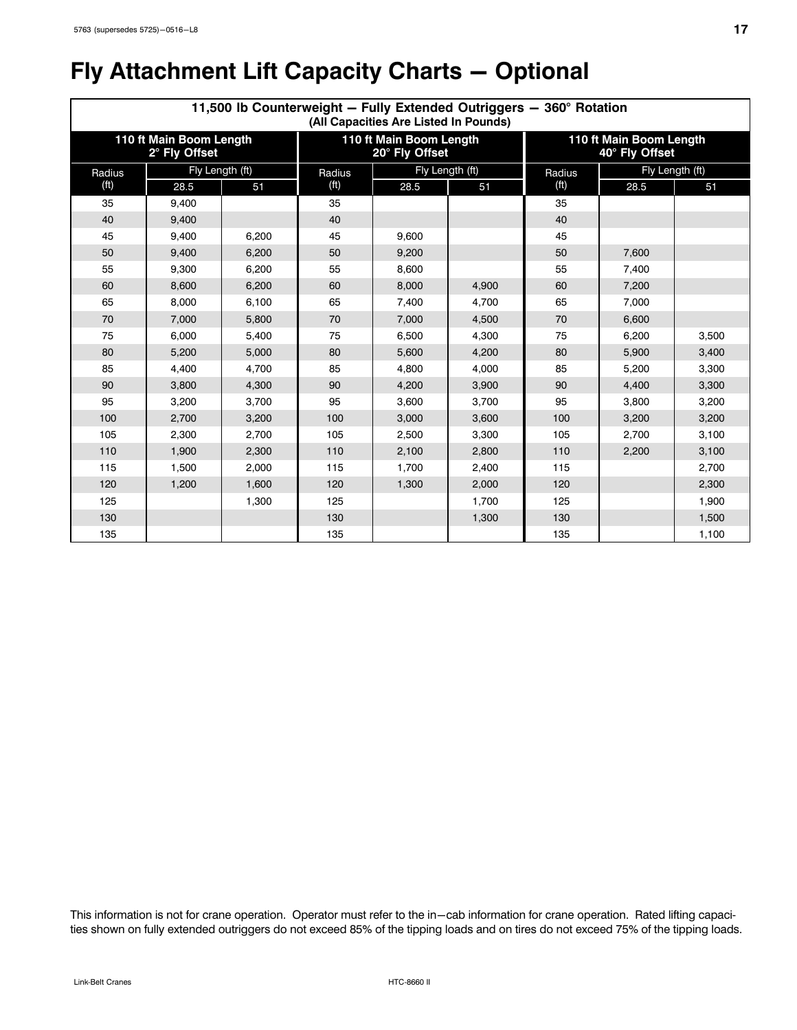# Fly Attachment Lift Capacity Charts — Optional

| 11,500 lb Counterweight — Fully Extended Outriggers — 360° Rotation (All Capacities Are Listed In Pounds) | | | | | | | | |
|---|---|---|---|---|---|---|---|---|
| 110 ft Main Boom Length 2° Fly Offset | | | 110 ft Main Boom Length 20° Fly Offset | | | 110 ft Main Boom Length 40° Fly Offset | | |
| Radius (ft) | Fly Length (ft) | | Radius (ft) | Fly Length (ft) | | Radius (ft) | Fly Length (ft) | |
| | 28.5 | 51 | | 28.5 | 51 | | 28.5 | 51 |
| 35 | 9,400 | | 35 | | | 35 | | |
| 40 | 9,400 | | 40 | | | 40 | | |
| 45 | 9,400 | 6,200 | 45 | 9,600 | | 45 | | |
| 50 | 9,400 | 6,200 | 50 | 9,200 | | 50 | 7,600 | |
| 55 | 9,300 | 6,200 | 55 | 8,600 | | 55 | 7,400 | |
| 60 | 8,600 | 6,200 | 60 | 8,000 | 4,900 | 60 | 7,200 | |
| 65 | 8,000 | 6,100 | 65 | 7,400 | 4,700 | 65 | 7,000 | |
| 70 | 7,000 | 5,800 | 70 | 7,000 | 4,500 | 70 | 6,600 | |
| 75 | 6,000 | 5,400 | 75 | 6,500 | 4,300 | 75 | 6,200 | 3,500 |
| 80 | 5,200 | 5,000 | 80 | 5,600 | 4,200 | 80 | 5,900 | 3,400 |
| 85 | 4,400 | 4,700 | 85 | 4,800 | 4,000 | 85 | 5,200 | 3,300 |
| 90 | 3,800 | 4,300 | 90 | 4,200 | 3,900 | 90 | 4,400 | 3,300 |
| 95 | 3,200 | 3,700 | 95 | 3,600 | 3,700 | 95 | 3,800 | 3,200 |
| 100 | 2,700 | 3,200 | 100 | 3,000 | 3,600 | 100 | 3,200 | 3,200 |
| 105 | 2,300 | 2,700 | 105 | 2,500 | 3,300 | 105 | 2,700 | 3,100 |
| 110 | 1,900 | 2,300 | 110 | 2,100 | 2,800 | 110 | 2,200 | 3,100 |
| 115 | 1,500 | 2,000 | 115 | 1,700 | 2,400 | 115 | | 2,700 |
| 120 | 1,200 | 1,600 | 120 | 1,300 | 2,000 | 120 | | 2,300 |
| 125 | | 1,300 | 125 | | 1,700 | 125 | | 1,900 |
| 130 | | | 130 | | 1,300 | 130 | | 1,500 |
| 135 | | | 135 | | | 135 | | 1,100 |

This information is not for crane operation. Operator must refer to the in—cab information for crane operation. Rated lifting capacities shown on fully extended outriggers do not exceed 85% of the tipping loads and on tires do not exceed 75% of the tipping loads.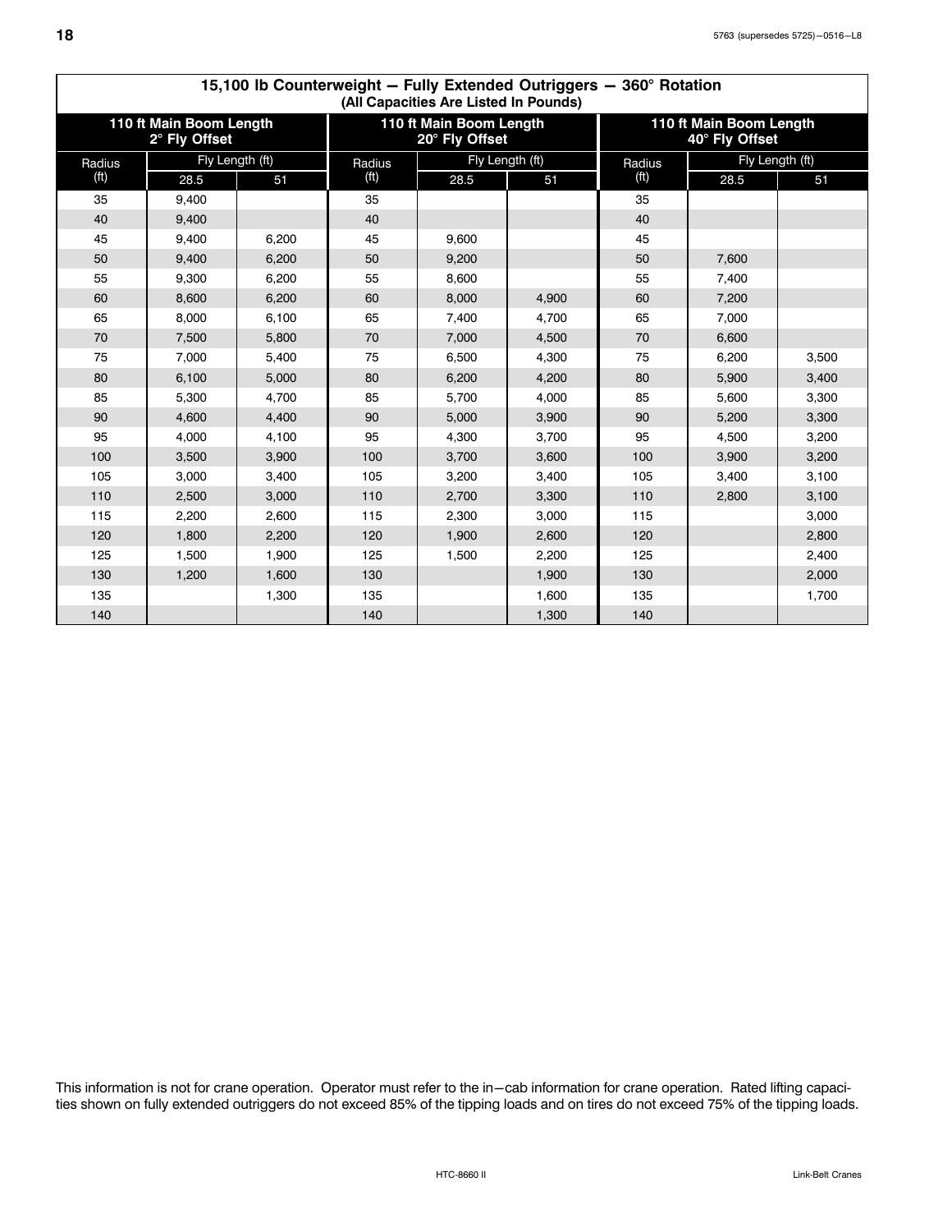## 15,100 lb Counterweight — Fully Extended Outriggers — 360° Rotation

(All Capacities Are Listed In Pounds)

| 110 ft Main Boom Length 2° Fly Offset | | | 110 ft Main Boom Length 20° Fly Offset | | | 110 ft Main Boom Length 40° Fly Offset | | |
|---|---|---|---|---|---|---|---|---|
| Radius (ft) | Fly Length (ft) | | Radius (ft) | Fly Length (ft) | | Radius (ft) | Fly Length (ft) | |
| | 28.5 | 51 | | 28.5 | 51 | | 28.5 | 51 |
| 35 | 9,400 | | 35 | | | 35 | | |
| 40 | 9,400 | | 40 | | | 40 | | |
| 45 | 9,400 | 6,200 | 45 | 9,600 | | 45 | | |
| 50 | 9,400 | 6,200 | 50 | 9,200 | | 50 | 7,600 | |
| 55 | 9,300 | 6,200 | 55 | 8,600 | | 55 | 7,400 | |
| 60 | 8,600 | 6,200 | 60 | 8,000 | 4,900 | 60 | 7,200 | |
| 65 | 8,000 | 6,100 | 65 | 7,400 | 4,700 | 65 | 7,000 | |
| 70 | 7,500 | 5,800 | 70 | 7,000 | 4,500 | 70 | 6,600 | |
| 75 | 7,000 | 5,400 | 75 | 6,500 | 4,300 | 75 | 6,200 | 3,500 |
| 80 | 6,100 | 5,000 | 80 | 6,200 | 4,200 | 80 | 5,900 | 3,400 |
| 85 | 5,300 | 4,700 | 85 | 5,700 | 4,000 | 85 | 5,600 | 3,300 |
| 90 | 4,600 | 4,400 | 90 | 5,000 | 3,900 | 90 | 5,200 | 3,300 |
| 95 | 4,000 | 4,100 | 95 | 4,300 | 3,700 | 95 | 4,500 | 3,200 |
| 100 | 3,500 | 3,900 | 100 | 3,700 | 3,600 | 100 | 3,900 | 3,200 |
| 105 | 3,000 | 3,400 | 105 | 3,200 | 3,400 | 105 | 3,400 | 3,100 |
| 110 | 2,500 | 3,000 | 110 | 2,700 | 3,300 | 110 | 2,800 | 3,100 |
| 115 | 2,200 | 2,600 | 115 | 2,300 | 3,000 | 115 | | 3,000 |
| 120 | 1,800 | 2,200 | 120 | 1,900 | 2,600 | 120 | | 2,800 |
| 125 | 1,500 | 1,900 | 125 | 1,500 | 2,200 | 125 | | 2,400 |
| 130 | 1,200 | 1,600 | 130 | | 1,900 | 130 | | 2,000 |
| 135 | | 1,300 | 135 | | 1,600 | 135 | | 1,700 |
| 140 | | | 140 | | 1,300 | 140 | | |

This information is not for crane operation. Operator must refer to the in—cab information for crane operation. Rated lifting capacities shown on fully extended outriggers do not exceed 85% of the tipping loads and on tires do not exceed 75% of the tipping loads.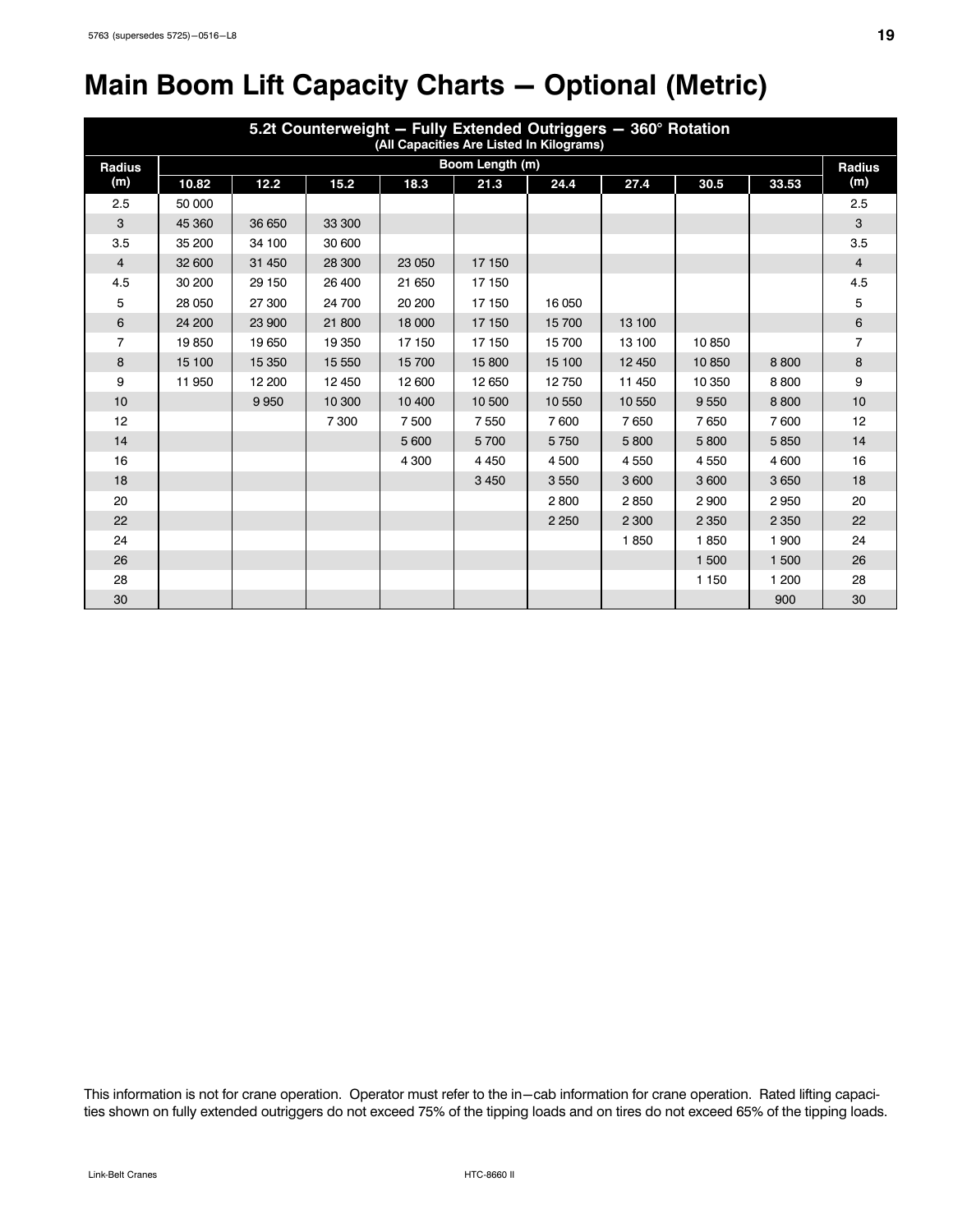# Main Boom Lift Capacity Charts — Optional (Metric)

| 5.2t Counterweight — Fully Extended Outriggers — 360° Rotation (All Capacities Are Listed In Kilograms) | | | | | | | | | | |
|---|---|---|---|---|---|---|---|---|---|---|
| Radius (m) | Boom Length (m) | | | | | | | | | Radius (m) |
| | 10.82 | 12.2 | 15.2 | 18.3 | 21.3 | 24.4 | 27.4 | 30.5 | 33.53 | |
| 2.5 | 50 000 | | | | | | | | | 2.5 |
| 3 | 45 360 | 36 650 | 33 300 | | | | | | | 3 |
| 3.5 | 35 200 | 34 100 | 30 600 | | | | | | | 3.5 |
| 4 | 32 600 | 31 450 | 28 300 | 23 050 | 17 150 | | | | | 4 |
| 4.5 | 30 200 | 29 150 | 26 400 | 21 650 | 17 150 | | | | | 4.5 |
| 5 | 28 050 | 27 300 | 24 700 | 20 200 | 17 150 | 16 050 | | | | 5 |
| 6 | 24 200 | 23 900 | 21 800 | 18 000 | 17 150 | 15 700 | 13 100 | | | 6 |
| 7 | 19 850 | 19 650 | 19 350 | 17 150 | 17 150 | 15 700 | 13 100 | 10 850 | | 7 |
| 8 | 15 100 | 15 350 | 15 550 | 15 700 | 15 800 | 15 100 | 12 450 | 10 850 | 8 800 | 8 |
| 9 | 11 950 | 12 200 | 12 450 | 12 600 | 12 650 | 12 750 | 11 450 | 10 350 | 8 800 | 9 |
| 10 | | 9 950 | 10 300 | 10 400 | 10 500 | 10 550 | 10 550 | 9 550 | 8 800 | 10 |
| 12 | | | 7 300 | 7 500 | 7 550 | 7 600 | 7 650 | 7 650 | 7 600 | 12 |
| 14 | | | | 5 600 | 5 700 | 5 750 | 5 800 | 5 800 | 5 850 | 14 |
| 16 | | | | 4 300 | 4 450 | 4 500 | 4 550 | 4 550 | 4 600 | 16 |
| 18 | | | | | 3 450 | 3 550 | 3 600 | 3 600 | 3 650 | 18 |
| 20 | | | | | | 2 800 | 2 850 | 2 900 | 2 950 | 20 |
| 22 | | | | | | 2 250 | 2 300 | 2 350 | 2 350 | 22 |
| 24 | | | | | | | 1 850 | 1 850 | 1 900 | 24 |
| 26 | | | | | | | | 1 500 | 1 500 | 26 |
| 28 | | | | | | | | 1 150 | 1 200 | 28 |
| 30 | | | | | | | | | 900 | 30 |

This information is not for crane operation. Operator must refer to the in—cab information for crane operation. Rated lifting capacities shown on fully extended outriggers do not exceed 75% of the tipping loads and on tires do not exceed 65% of the tipping loads.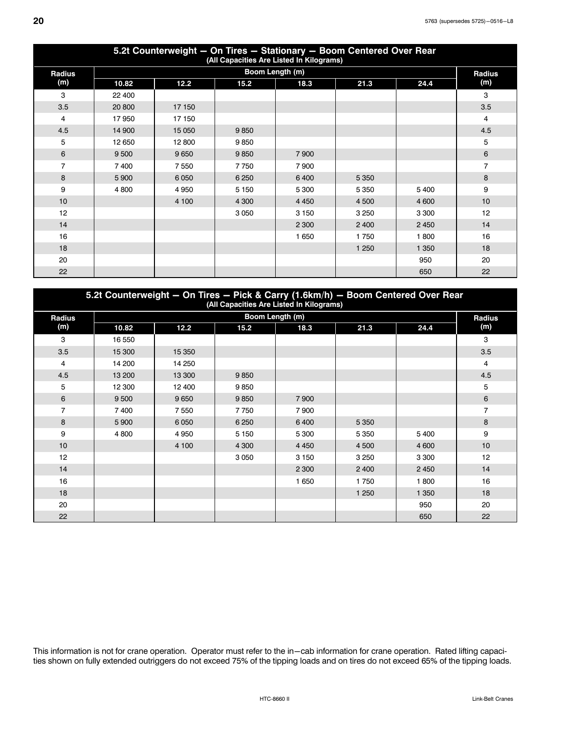## 5.2t Counterweight — On Tires — Stationary — Boom Centered Over Rear

(All Capacities Are Listed In Kilograms)

| Radius (m) | Boom Length (m) | | | | | | Radius (m) |
|---|---|---|---|---|---|---|---|
| | 10.82 | 12.2 | 15.2 | 18.3 | 21.3 | 24.4 | |
| 3 | 22 400 | | | | | | 3 |
| 3.5 | 20 800 | 17 150 | | | | | 3.5 |
| 4 | 17 950 | 17 150 | | | | | 4 |
| 4.5 | 14 900 | 15 050 | 9 850 | | | | 4.5 |
| 5 | 12 650 | 12 800 | 9 850 | | | | 5 |
| 6 | 9 500 | 9 650 | 9 850 | 7 900 | | | 6 |
| 7 | 7 400 | 7 550 | 7 750 | 7 900 | | | 7 |
| 8 | 5 900 | 6 050 | 6 250 | 6 400 | 5 350 | | 8 |
| 9 | 4 800 | 4 950 | 5 150 | 5 300 | 5 350 | 5 400 | 9 |
| 10 | | 4 100 | 4 300 | 4 450 | 4 500 | 4 600 | 10 |
| 12 | | | 3 050 | 3 150 | 3 250 | 3 300 | 12 |
| 14 | | | | 2 300 | 2 400 | 2 450 | 14 |
| 16 | | | | 1 650 | 1 750 | 1 800 | 16 |
| 18 | | | | | 1 250 | 1 350 | 18 |
| 20 | | | | | | 950 | 20 |
| 22 | | | | | | 650 | 22 |

## 5.2t Counterweight — On Tires — Pick & Carry (1.6km/h) — Boom Centered Over Rear

(All Capacities Are Listed In Kilograms)

| Radius (m) | Boom Length (m) | | | | | | Radius (m) |
|---|---|---|---|---|---|---|---|
| | 10.82 | 12.2 | 15.2 | 18.3 | 21.3 | 24.4 | |
| 3 | 16 550 | | | | | | 3 |
| 3.5 | 15 300 | 15 350 | | | | | 3.5 |
| 4 | 14 200 | 14 250 | | | | | 4 |
| 4.5 | 13 200 | 13 300 | 9 850 | | | | 4.5 |
| 5 | 12 300 | 12 400 | 9 850 | | | | 5 |
| 6 | 9 500 | 9 650 | 9 850 | 7 900 | | | 6 |
| 7 | 7 400 | 7 550 | 7 750 | 7 900 | | | 7 |
| 8 | 5 900 | 6 050 | 6 250 | 6 400 | 5 350 | | 8 |
| 9 | 4 800 | 4 950 | 5 150 | 5 300 | 5 350 | 5 400 | 9 |
| 10 | | 4 100 | 4 300 | 4 450 | 4 500 | 4 600 | 10 |
| 12 | | | 3 050 | 3 150 | 3 250 | 3 300 | 12 |
| 14 | | | | 2 300 | 2 400 | 2 450 | 14 |
| 16 | | | | 1 650 | 1 750 | 1 800 | 16 |
| 18 | | | | | 1 250 | 1 350 | 18 |
| 20 | | | | | | 950 | 20 |
| 22 | | | | | | 650 | 22 |

This information is not for crane operation. Operator must refer to the in−cab information for crane operation. Rated lifting capacities shown on fully extended outriggers do not exceed 75% of the tipping loads and on tires do not exceed 65% of the tipping loads.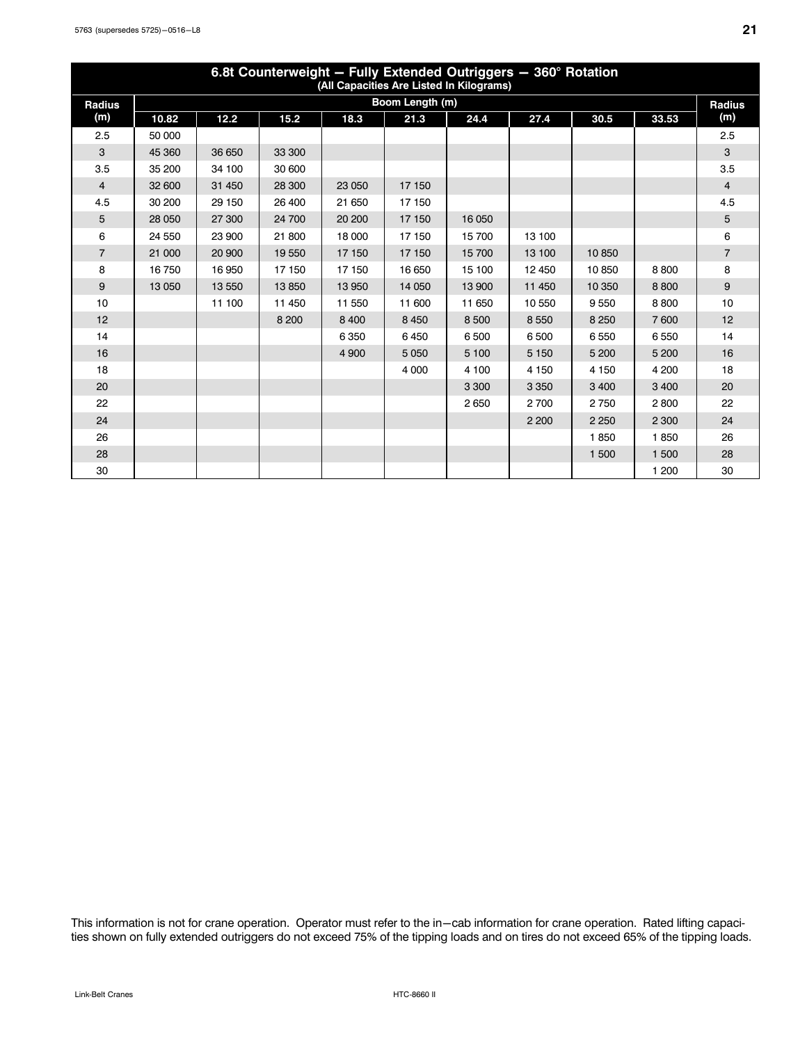## 6.8t Counterweight — Fully Extended Outriggers — 360° Rotation
### (All Capacities Are Listed In Kilograms)

| Radius (m) | Boom Length (m) | | | | | | | | | Radius (m) |
|---|---|---|---|---|---|---|---|---|---|---|
| | 10.82 | 12.2 | 15.2 | 18.3 | 21.3 | 24.4 | 27.4 | 30.5 | 33.53 | |
| 2.5 | 50 000 | | | | | | | | | 2.5 |
| 3 | 45 360 | 36 650 | 33 300 | | | | | | | 3 |
| 3.5 | 35 200 | 34 100 | 30 600 | | | | | | | 3.5 |
| 4 | 32 600 | 31 450 | 28 300 | 23 050 | 17 150 | | | | | 4 |
| 4.5 | 30 200 | 29 150 | 26 400 | 21 650 | 17 150 | | | | | 4.5 |
| 5 | 28 050 | 27 300 | 24 700 | 20 200 | 17 150 | 16 050 | | | | 5 |
| 6 | 24 550 | 23 900 | 21 800 | 18 000 | 17 150 | 15 700 | 13 100 | | | 6 |
| 7 | 21 000 | 20 900 | 19 550 | 17 150 | 17 150 | 15 700 | 13 100 | 10 850 | | 7 |
| 8 | 16 750 | 16 950 | 17 150 | 17 150 | 16 650 | 15 100 | 12 450 | 10 850 | 8 800 | 8 |
| 9 | 13 050 | 13 550 | 13 850 | 13 950 | 14 050 | 13 900 | 11 450 | 10 350 | 8 800 | 9 |
| 10 | | 11 100 | 11 450 | 11 550 | 11 600 | 11 650 | 10 550 | 9 550 | 8 800 | 10 |
| 12 | | | 8 200 | 8 400 | 8 450 | 8 500 | 8 550 | 8 250 | 7 600 | 12 |
| 14 | | | | 6 350 | 6 450 | 6 500 | 6 500 | 6 550 | 6 550 | 14 |
| 16 | | | | 4 900 | 5 050 | 5 100 | 5 150 | 5 200 | 5 200 | 16 |
| 18 | | | | | 4 000 | 4 100 | 4 150 | 4 150 | 4 200 | 18 |
| 20 | | | | | | 3 300 | 3 350 | 3 400 | 3 400 | 20 |
| 22 | | | | | | 2 650 | 2 700 | 2 750 | 2 800 | 22 |
| 24 | | | | | | | 2 200 | 2 250 | 2 300 | 24 |
| 26 | | | | | | | | 1 850 | 1 850 | 26 |
| 28 | | | | | | | | 1 500 | 1 500 | 28 |
| 30 | | | | | | | | | 1 200 | 30 |

This information is not for crane operation. Operator must refer to the in−cab information for crane operation. Rated lifting capacities shown on fully extended outriggers do not exceed 75% of the tipping loads and on tires do not exceed 65% of the tipping loads.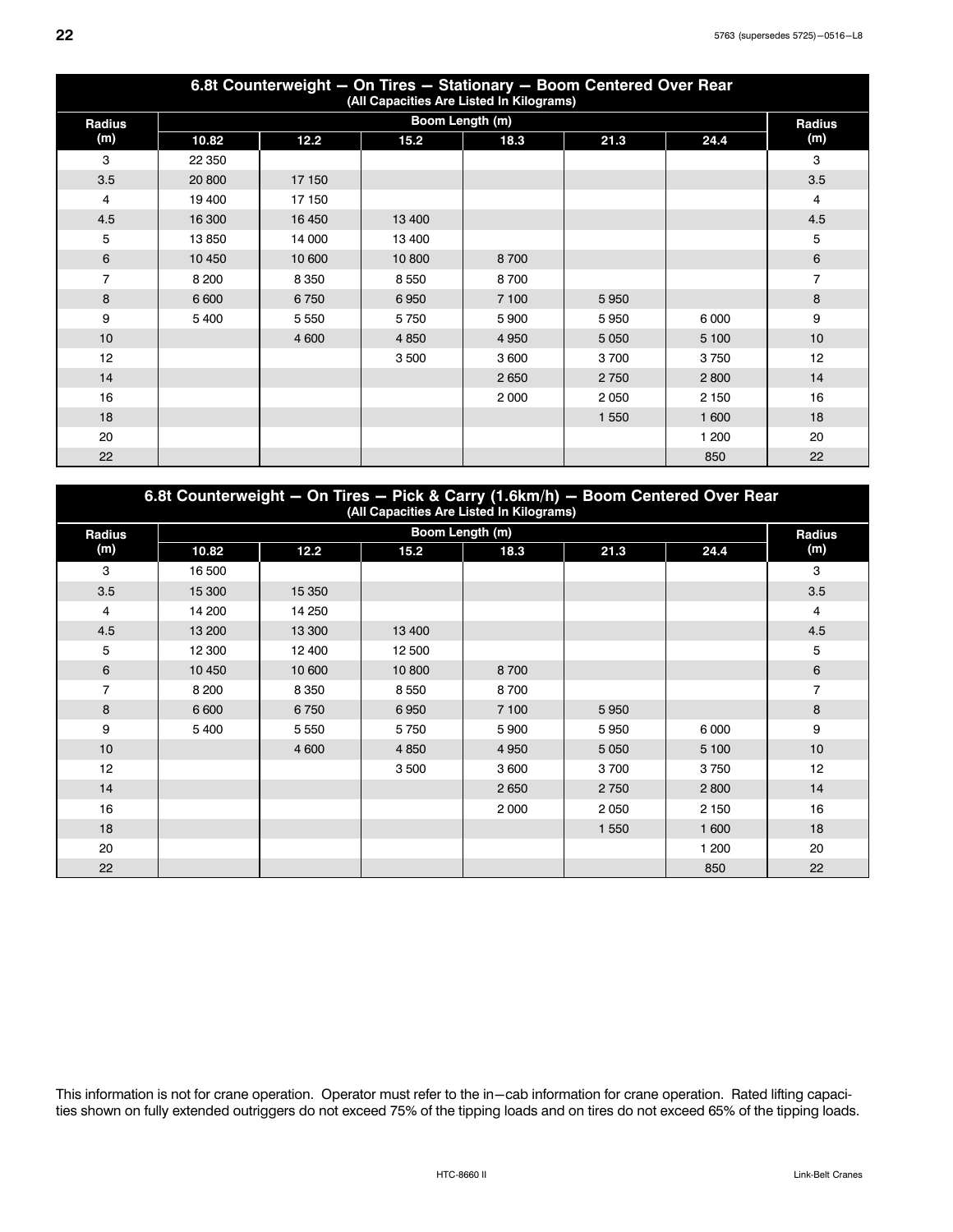## 6.8t Counterweight — On Tires — Stationary — Boom Centered Over Rear

(All Capacities Are Listed In Kilograms)

| Radius (m) | Boom Length (m) | | | | | | Radius (m) |
|---|---|---|---|---|---|---|---|
| | 10.82 | 12.2 | 15.2 | 18.3 | 21.3 | 24.4 | |
| 3 | 22 350 | | | | | | 3 |
| 3.5 | 20 800 | 17 150 | | | | | 3.5 |
| 4 | 19 400 | 17 150 | | | | | 4 |
| 4.5 | 16 300 | 16 450 | 13 400 | | | | 4.5 |
| 5 | 13 850 | 14 000 | 13 400 | | | | 5 |
| 6 | 10 450 | 10 600 | 10 800 | 8 700 | | | 6 |
| 7 | 8 200 | 8 350 | 8 550 | 8 700 | | | 7 |
| 8 | 6 600 | 6 750 | 6 950 | 7 100 | 5 950 | | 8 |
| 9 | 5 400 | 5 550 | 5 750 | 5 900 | 5 950 | 6 000 | 9 |
| 10 | | 4 600 | 4 850 | 4 950 | 5 050 | 5 100 | 10 |
| 12 | | | 3 500 | 3 600 | 3 700 | 3 750 | 12 |
| 14 | | | | 2 650 | 2 750 | 2 800 | 14 |
| 16 | | | | 2 000 | 2 050 | 2 150 | 16 |
| 18 | | | | | 1 550 | 1 600 | 18 |
| 20 | | | | | | 1 200 | 20 |
| 22 | | | | | | 850 | 22 |

## 6.8t Counterweight — On Tires — Pick & Carry (1.6km/h) — Boom Centered Over Rear

(All Capacities Are Listed In Kilograms)

| Radius (m) | Boom Length (m) | | | | | | Radius (m) |
|---|---|---|---|---|---|---|---|
| | 10.82 | 12.2 | 15.2 | 18.3 | 21.3 | 24.4 | |
| 3 | 16 500 | | | | | | 3 |
| 3.5 | 15 300 | 15 350 | | | | | 3.5 |
| 4 | 14 200 | 14 250 | | | | | 4 |
| 4.5 | 13 200 | 13 300 | 13 400 | | | | 4.5 |
| 5 | 12 300 | 12 400 | 12 500 | | | | 5 |
| 6 | 10 450 | 10 600 | 10 800 | 8 700 | | | 6 |
| 7 | 8 200 | 8 350 | 8 550 | 8 700 | | | 7 |
| 8 | 6 600 | 6 750 | 6 950 | 7 100 | 5 950 | | 8 |
| 9 | 5 400 | 5 550 | 5 750 | 5 900 | 5 950 | 6 000 | 9 |
| 10 | | 4 600 | 4 850 | 4 950 | 5 050 | 5 100 | 10 |
| 12 | | | 3 500 | 3 600 | 3 700 | 3 750 | 12 |
| 14 | | | | 2 650 | 2 750 | 2 800 | 14 |
| 16 | | | | 2 000 | 2 050 | 2 150 | 16 |
| 18 | | | | | 1 550 | 1 600 | 18 |
| 20 | | | | | | 1 200 | 20 |
| 22 | | | | | | 850 | 22 |

This information is not for crane operation. Operator must refer to the in−cab information for crane operation. Rated lifting capacities shown on fully extended outriggers do not exceed 75% of the tipping loads and on tires do not exceed 65% of the tipping loads.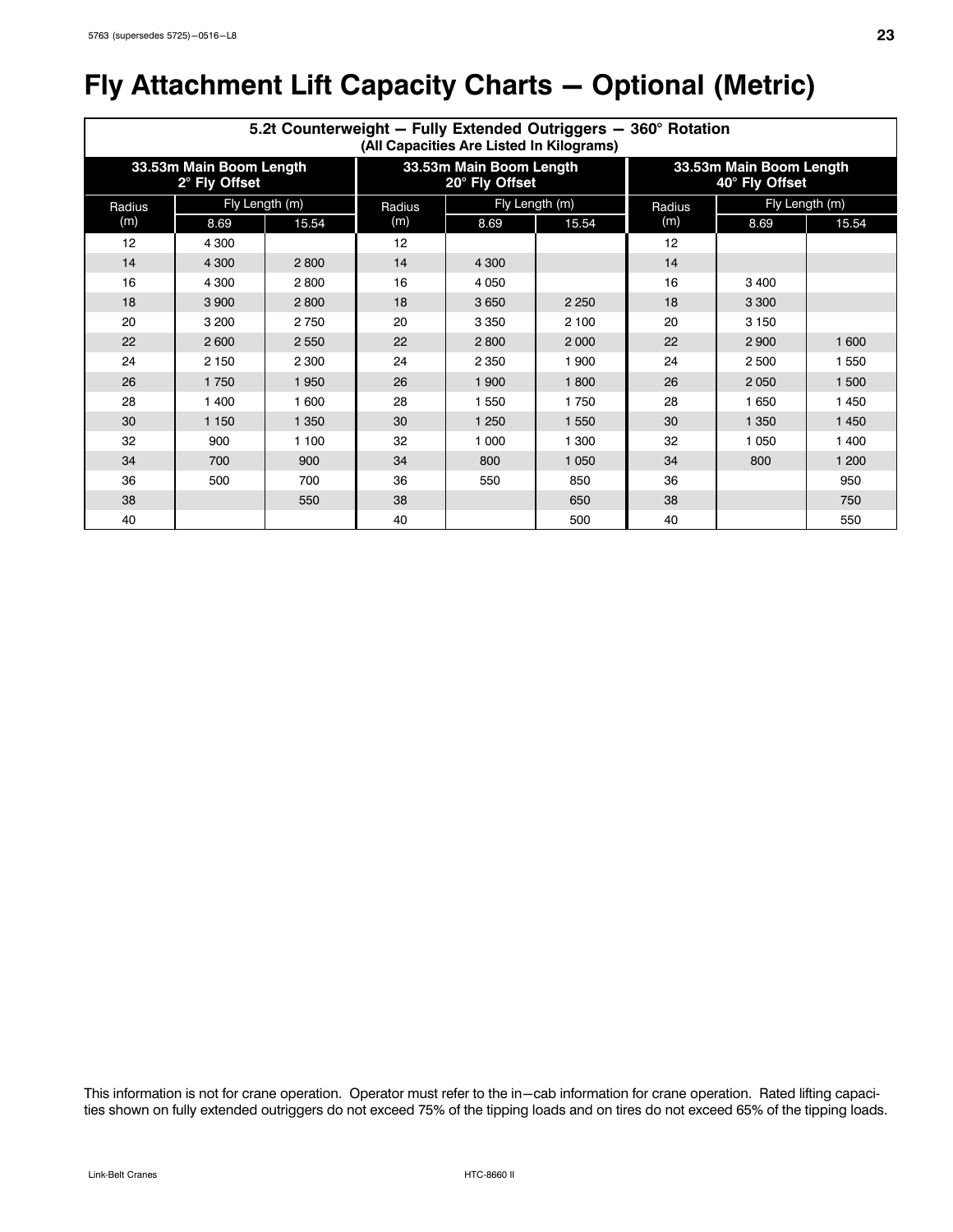# Fly Attachment Lift Capacity Charts — Optional (Metric)

| 5.2t Counterweight — Fully Extended Outriggers — 360° Rotation (All Capacities Are Listed In Kilograms) | | | | | | | | |
|---|---|---|---|---|---|---|---|---|
| 33.53m Main Boom Length 2° Fly Offset | | | 33.53m Main Boom Length 20° Fly Offset | | | 33.53m Main Boom Length 40° Fly Offset | | |
| Radius (m) | Fly Length (m) | | Radius (m) | Fly Length (m) | | Radius (m) | Fly Length (m) | |
| | 8.69 | 15.54 | | 8.69 | 15.54 | | 8.69 | 15.54 |
| 12 | 4 300 | | 12 | | | 12 | | |
| 14 | 4 300 | 2 800 | 14 | 4 300 | | 14 | | |
| 16 | 4 300 | 2 800 | 16 | 4 050 | | 16 | 3 400 | |
| 18 | 3 900 | 2 800 | 18 | 3 650 | 2 250 | 18 | 3 300 | |
| 20 | 3 200 | 2 750 | 20 | 3 350 | 2 100 | 20 | 3 150 | |
| 22 | 2 600 | 2 550 | 22 | 2 800 | 2 000 | 22 | 2 900 | 1 600 |
| 24 | 2 150 | 2 300 | 24 | 2 350 | 1 900 | 24 | 2 500 | 1 550 |
| 26 | 1 750 | 1 950 | 26 | 1 900 | 1 800 | 26 | 2 050 | 1 500 |
| 28 | 1 400 | 1 600 | 28 | 1 550 | 1 750 | 28 | 1 650 | 1 450 |
| 30 | 1 150 | 1 350 | 30 | 1 250 | 1 550 | 30 | 1 350 | 1 450 |
| 32 | 900 | 1 100 | 32 | 1 000 | 1 300 | 32 | 1 050 | 1 400 |
| 34 | 700 | 900 | 34 | 800 | 1 050 | 34 | 800 | 1 200 |
| 36 | 500 | 700 | 36 | 550 | 850 | 36 | | 950 |
| 38 | | 550 | 38 | | 650 | 38 | | 750 |
| 40 | | | 40 | | 500 | 40 | | 550 |

This information is not for crane operation. Operator must refer to the in—cab information for crane operation. Rated lifting capacities shown on fully extended outriggers do not exceed 75% of the tipping loads and on tires do not exceed 65% of the tipping loads.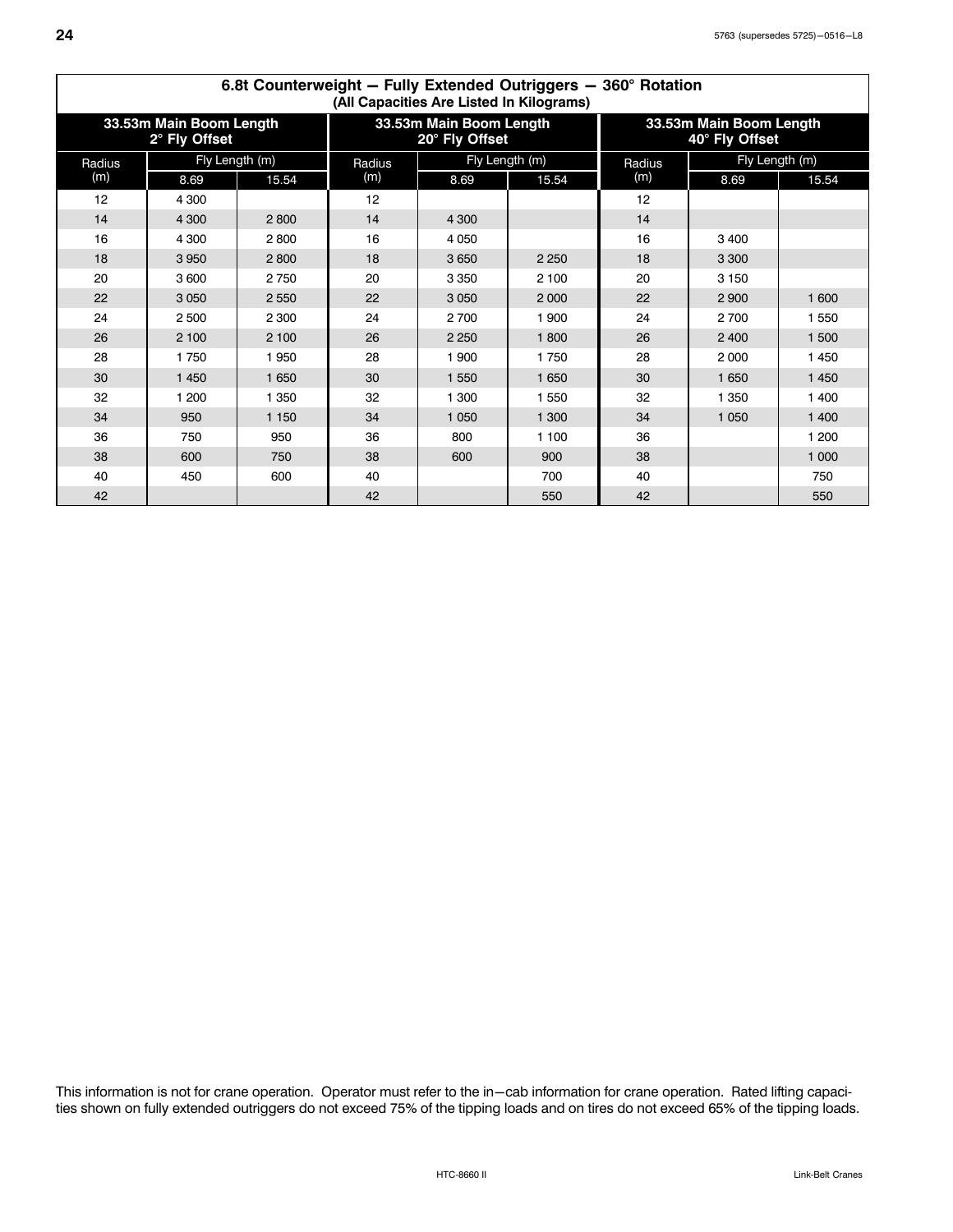## 6.8t Counterweight — Fully Extended Outriggers — 360° Rotation

**(All Capacities Are Listed In Kilograms)**

| 33.53m Main Boom Length 2° Fly Offset | | | 33.53m Main Boom Length 20° Fly Offset | | | 33.53m Main Boom Length 40° Fly Offset | | |
|---|---|---|---|---|---|---|---|---|
| Radius (m) | Fly Length (m) | | Radius (m) | Fly Length (m) | | Radius (m) | Fly Length (m) | |
| | 8.69 | 15.54 | | 8.69 | 15.54 | | 8.69 | 15.54 |
| 12 | 4 300 | | 12 | | | 12 | | |
| 14 | 4 300 | 2 800 | 14 | 4 300 | | 14 | | |
| 16 | 4 300 | 2 800 | 16 | 4 050 | | 16 | 3 400 | |
| 18 | 3 950 | 2 800 | 18 | 3 650 | 2 250 | 18 | 3 300 | |
| 20 | 3 600 | 2 750 | 20 | 3 350 | 2 100 | 20 | 3 150 | |
| 22 | 3 050 | 2 550 | 22 | 3 050 | 2 000 | 22 | 2 900 | 1 600 |
| 24 | 2 500 | 2 300 | 24 | 2 700 | 1 900 | 24 | 2 700 | 1 550 |
| 26 | 2 100 | 2 100 | 26 | 2 250 | 1 800 | 26 | 2 400 | 1 500 |
| 28 | 1 750 | 1 950 | 28 | 1 900 | 1 750 | 28 | 2 000 | 1 450 |
| 30 | 1 450 | 1 650 | 30 | 1 550 | 1 650 | 30 | 1 650 | 1 450 |
| 32 | 1 200 | 1 350 | 32 | 1 300 | 1 550 | 32 | 1 350 | 1 400 |
| 34 | 950 | 1 150 | 34 | 1 050 | 1 300 | 34 | 1 050 | 1 400 |
| 36 | 750 | 950 | 36 | 800 | 1 100 | 36 | | 1 200 |
| 38 | 600 | 750 | 38 | 600 | 900 | 38 | | 1 000 |
| 40 | 450 | 600 | 40 | | 700 | 40 | | 750 |
| 42 | | | 42 | | 550 | 42 | | 550 |

This information is not for crane operation. Operator must refer to the in−cab information for crane operation. Rated lifting capacities shown on fully extended outriggers do not exceed 75% of the tipping loads and on tires do not exceed 65% of the tipping loads.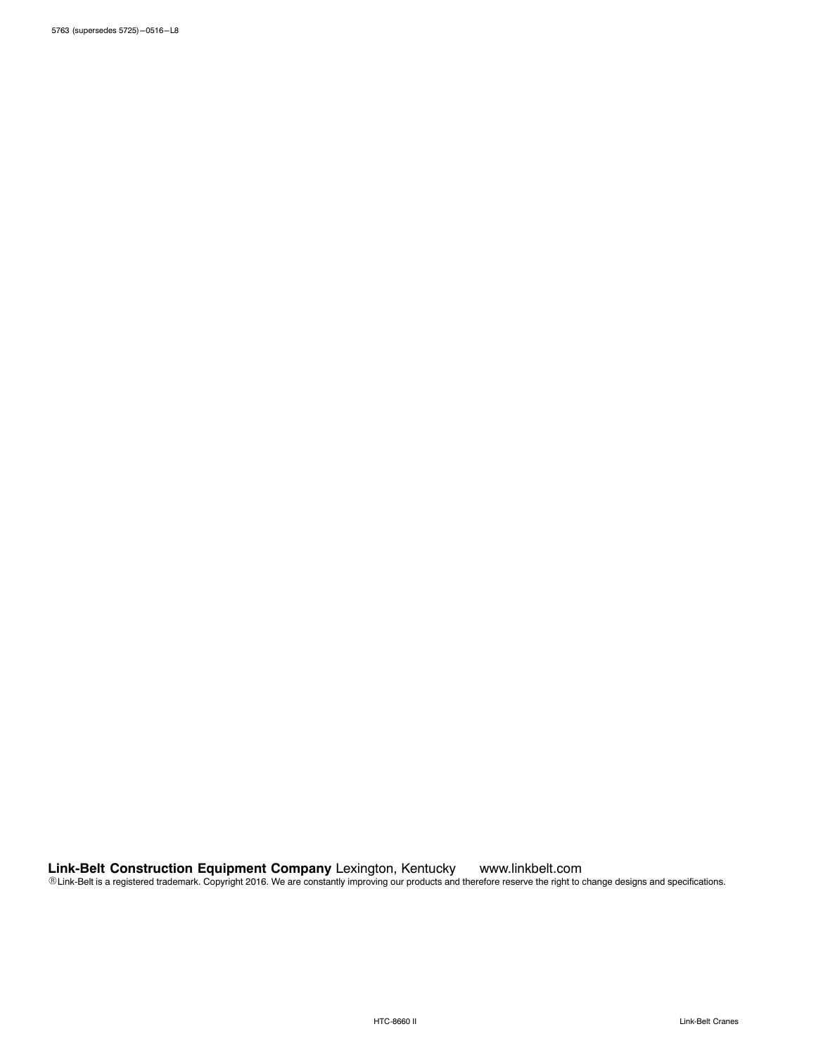5763 (supersedes 5725)—0516—L8

**Link-Belt Construction Equipment Company** Lexington, Kentucky www.linkbelt.com

®Link-Belt is a registered trademark. Copyright 2016. We are constantly improving our products and therefore reserve the right to change designs and specifications.